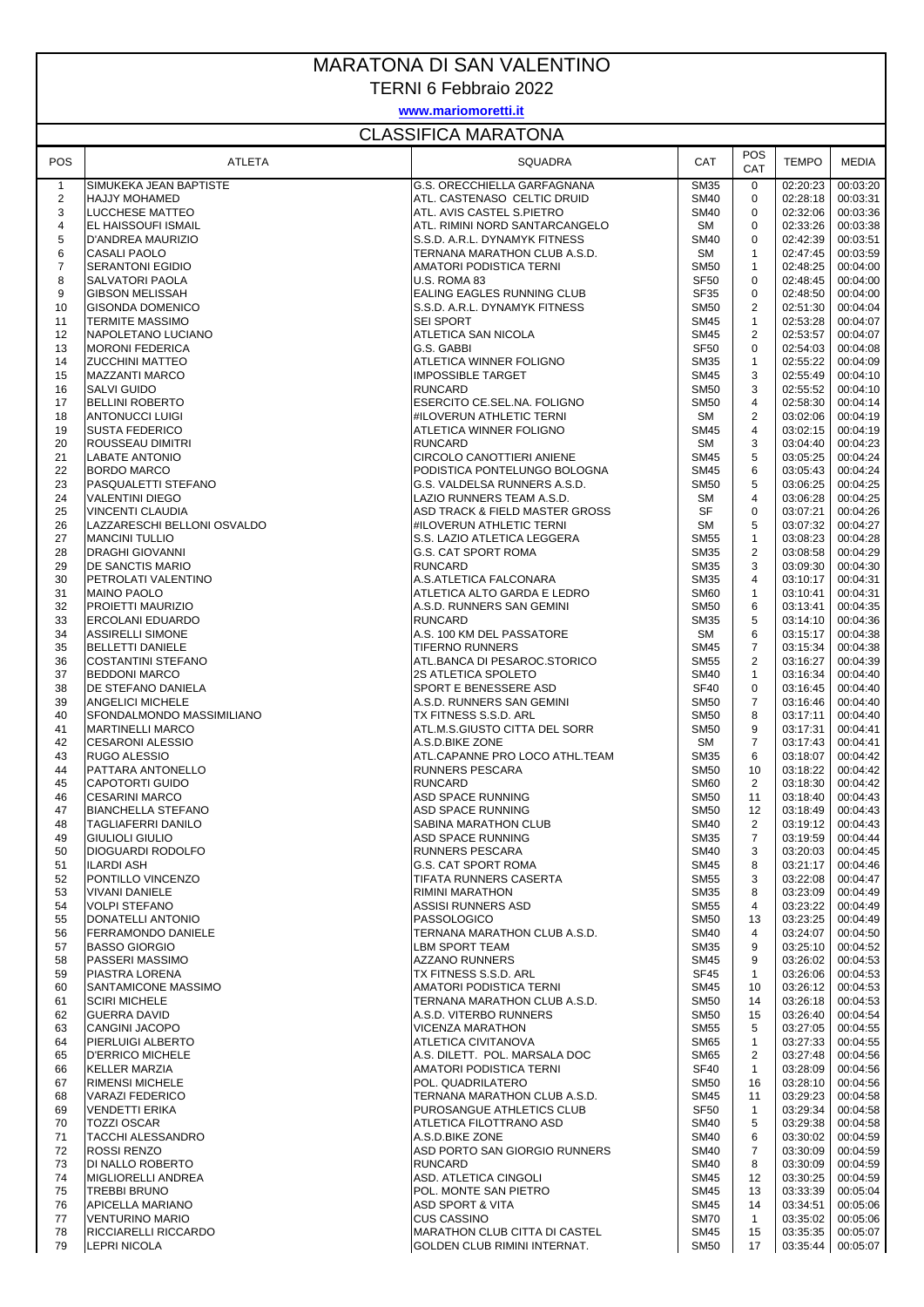# MARATONA DI SAN VALENTINO

## TERNI 6 Febbraio 2022

**www.mariomoretti.it**

## CLASSIFICA MARATONA

| POS | ATLETA | SQUADRA | CAT | POS CAT | TEMPO | MEDIA |
|---|---|---|---|---|---|---|
| 1 | SIMUKEKA JEAN BAPTISTE | G.S. ORECCHIELLA GARFAGNANA | SM35 | 0 | 02:20:23 | 00:03:20 |
| 2 | HAJJY MOHAMED | ATL. CASTENASO CELTIC DRUID | SM40 | 0 | 02:28:18 | 00:03:31 |
| 3 | LUCCHESE MATTEO | ATL. AVIS CASTEL S.PIETRO | SM40 | 0 | 02:32:06 | 00:03:36 |
| 4 | EL HAISSOUFI ISMAIL | ATL. RIMINI NORD SANTARCANGELO | SM | 0 | 02:33:26 | 00:03:38 |
| 5 | D'ANDREA MAURIZIO | S.S.D. A.R.L. DYNAMYK FITNESS | SM40 | 0 | 02:42:39 | 00:03:51 |
| 6 | CASALI PAOLO | TERNANA MARATHON CLUB A.S.D. | SM | 1 | 02:47:45 | 00:03:59 |
| 7 | SERANTONI EGIDIO | AMATORI PODISTICA TERNI | SM50 | 1 | 02:48:25 | 00:04:00 |
| 8 | SALVATORI PAOLA | U.S. ROMA 83 | SF50 | 0 | 02:48:45 | 00:04:00 |
| 9 | GIBSON MELISSAH | EALING EAGLES RUNNING CLUB | SF35 | 0 | 02:48:50 | 00:04:00 |
| 10 | GISONDA DOMENICO | S.S.D. A.R.L. DYNAMYK FITNESS | SM50 | 2 | 02:51:30 | 00:04:04 |
| 11 | TERMITE MASSIMO | SEI SPORT | SM45 | 1 | 02:53:28 | 00:04:07 |
| 12 | NAPOLETANO LUCIANO | ATLETICA SAN NICOLA | SM45 | 2 | 02:53:57 | 00:04:07 |
| 13 | MORONI FEDERICA | G.S. GABBI | SF50 | 0 | 02:54:03 | 00:04:08 |
| 14 | ZUCCHINI MATTEO | ATLETICA WINNER FOLIGNO | SM35 | 1 | 02:55:22 | 00:04:09 |
| 15 | MAZZANTI MARCO | IMPOSSIBLE TARGET | SM45 | 3 | 02:55:49 | 00:04:10 |
| 16 | SALVI GUIDO | RUNCARD | SM50 | 3 | 02:55:52 | 00:04:10 |
| 17 | BELLINI ROBERTO | ESERCITO CE.SEL.NA. FOLIGNO | SM50 | 4 | 02:58:30 | 00:04:14 |
| 18 | ANTONUCCI LUIGI | #ILOVERUN ATHLETIC TERNI | SM | 2 | 03:02:06 | 00:04:19 |
| 19 | SUSTA FEDERICO | ATLETICA WINNER FOLIGNO | SM45 | 4 | 03:02:15 | 00:04:19 |
| 20 | ROUSSEAU DIMITRI | RUNCARD | SM | 3 | 03:04:40 | 00:04:23 |
| 21 | LABATE ANTONIO | CIRCOLO CANOTTIERI ANIENE | SM45 | 5 | 03:05:25 | 00:04:24 |
| 22 | BORDO MARCO | PODISTICA PONTELUNGO BOLOGNA | SM45 | 6 | 03:05:43 | 00:04:24 |
| 23 | PASQUALETTI STEFANO | G.S. VALDELSA RUNNERS A.S.D. | SM50 | 5 | 03:06:25 | 00:04:25 |
| 24 | VALENTINI DIEGO | LAZIO RUNNERS TEAM A.S.D. | SM | 4 | 03:06:28 | 00:04:25 |
| 25 | VINCENTI CLAUDIA | ASD TRACK & FIELD MASTER GROSS | SF | 0 | 03:07:21 | 00:04:26 |
| 26 | LAZZARESCHI BELLONI OSVALDO | #ILOVERUN ATHLETIC TERNI | SM | 5 | 03:07:32 | 00:04:27 |
| 27 | MANCINI TULLIO | S.S. LAZIO ATLETICA LEGGERA | SM55 | 1 | 03:08:23 | 00:04:28 |
| 28 | DRAGHI GIOVANNI | G.S. CAT SPORT ROMA | SM35 | 2 | 03:08:58 | 00:04:29 |
| 29 | DE SANCTIS MARIO | RUNCARD | SM35 | 3 | 03:09:30 | 00:04:30 |
| 30 | PETROLATI VALENTINO | A.S.ATLETICA FALCONARA | SM35 | 4 | 03:10:17 | 00:04:31 |
| 31 | MAINO PAOLO | ATLETICA ALTO GARDA E LEDRO | SM60 | 1 | 03:10:41 | 00:04:31 |
| 32 | PROIETTI MAURIZIO | A.S.D. RUNNERS SAN GEMINI | SM50 | 6 | 03:13:41 | 00:04:35 |
| 33 | ERCOLANI EDUARDO | RUNCARD | SM35 | 5 | 03:14:10 | 00:04:36 |
| 34 | ASSIRELLI SIMONE | A.S. 100 KM DEL PASSATORE | SM | 6 | 03:15:17 | 00:04:38 |
| 35 | BELLETTI DANIELE | TIFERNO RUNNERS | SM45 | 7 | 03:15:34 | 00:04:38 |
| 36 | COSTANTINI STEFANO | ATL.BANCA DI PESAROC.STORICO | SM55 | 2 | 03:16:27 | 00:04:39 |
| 37 | BEDDONI MARCO | 2S ATLETICA SPOLETO | SM40 | 1 | 03:16:34 | 00:04:40 |
| 38 | DE STEFANO DANIELA | SPORT E BENESSERE ASD | SF40 | 0 | 03:16:45 | 00:04:40 |
| 39 | ANGELICI MICHELE | A.S.D. RUNNERS SAN GEMINI | SM50 | 7 | 03:16:46 | 00:04:40 |
| 40 | SFONDALMONDO MASSIMILIANO | TX FITNESS S.S.D. ARL | SM50 | 8 | 03:17:11 | 00:04:40 |
| 41 | MARTINELLI MARCO | ATL.M.S.GIUSTO CITTA DEL SORR | SM50 | 9 | 03:17:31 | 00:04:41 |
| 42 | CESARONI ALESSIO | A.S.D.BIKE ZONE | SM | 7 | 03:17:43 | 00:04:41 |
| 43 | RUGO ALESSIO | ATL.CAPANNE PRO LOCO ATHL.TEAM | SM35 | 6 | 03:18:07 | 00:04:42 |
| 44 | PATTARA ANTONELLO | RUNNERS PESCARA | SM50 | 10 | 03:18:22 | 00:04:42 |
| 45 | CAPOTORTI GUIDO | RUNCARD | SM60 | 2 | 03:18:30 | 00:04:42 |
| 46 | CESARINI MARCO | ASD SPACE RUNNING | SM50 | 11 | 03:18:40 | 00:04:43 |
| 47 | BIANCHELLA STEFANO | ASD SPACE RUNNING | SM50 | 12 | 03:18:49 | 00:04:43 |
| 48 | TAGLIAFERRI DANILO | SABINA MARATHON CLUB | SM40 | 2 | 03:19:12 | 00:04:43 |
| 49 | GIULIOLI GIULIO | ASD SPACE RUNNING | SM35 | 7 | 03:19:59 | 00:04:44 |
| 50 | DIOGUARDI RODOLFO | RUNNERS PESCARA | SM40 | 3 | 03:20:03 | 00:04:45 |
| 51 | ILARDI ASH | G.S. CAT SPORT ROMA | SM45 | 8 | 03:21:17 | 00:04:46 |
| 52 | PONTILLO VINCENZO | TIFATA RUNNERS CASERTA | SM55 | 3 | 03:22:08 | 00:04:47 |
| 53 | VIVANI DANIELE | RIMINI MARATHON | SM35 | 8 | 03:23:09 | 00:04:49 |
| 54 | VOLPI STEFANO | ASSISI RUNNERS ASD | SM55 | 4 | 03:23:22 | 00:04:49 |
| 55 | DONATELLI ANTONIO | PASSOLOGICO | SM50 | 13 | 03:23:25 | 00:04:49 |
| 56 | FERRAMONDO DANIELE | TERNANA MARATHON CLUB A.S.D. | SM40 | 4 | 03:24:07 | 00:04:50 |
| 57 | BASSO GIORGIO | LBM SPORT TEAM | SM35 | 9 | 03:25:10 | 00:04:52 |
| 58 | PASSERI MASSIMO | AZZANO RUNNERS | SM45 | 9 | 03:26:02 | 00:04:53 |
| 59 | PIASTRA LORENA | TX FITNESS S.S.D. ARL | SF45 | 1 | 03:26:06 | 00:04:53 |
| 60 | SANTAMICONE MASSIMO | AMATORI PODISTICA TERNI | SM45 | 10 | 03:26:12 | 00:04:53 |
| 61 | SCIRI MICHELE | TERNANA MARATHON CLUB A.S.D. | SM50 | 14 | 03:26:18 | 00:04:53 |
| 62 | GUERRA DAVID | A.S.D. VITERBO RUNNERS | SM50 | 15 | 03:26:40 | 00:04:54 |
| 63 | CANGINI JACOPO | VICENZA MARATHON | SM55 | 5 | 03:27:05 | 00:04:55 |
| 64 | PIERLUIGI ALBERTO | ATLETICA CIVITANOVA | SM65 | 1 | 03:27:33 | 00:04:55 |
| 65 | D'ERRICO MICHELE | A.S. DILETT. POL. MARSALA DOC | SM65 | 2 | 03:27:48 | 00:04:56 |
| 66 | KELLER MARZIA | AMATORI PODISTICA TERNI | SF40 | 1 | 03:28:09 | 00:04:56 |
| 67 | RIMENSI MICHELE | POL. QUADRILATERO | SM50 | 16 | 03:28:10 | 00:04:56 |
| 68 | VARAZI FEDERICO | TERNANA MARATHON CLUB A.S.D. | SM45 | 11 | 03:29:23 | 00:04:58 |
| 69 | VENDETTI ERIKA | PUROSANGUE ATHLETICS CLUB | SF50 | 1 | 03:29:34 | 00:04:58 |
| 70 | TOZZI OSCAR | ATLETICA FILOTTRANO ASD | SM40 | 5 | 03:29:38 | 00:04:58 |
| 71 | TACCHI ALESSANDRO | A.S.D.BIKE ZONE | SM40 | 6 | 03:30:02 | 00:04:59 |
| 72 | ROSSI RENZO | ASD PORTO SAN GIORGIO RUNNERS | SM40 | 7 | 03:30:09 | 00:04:59 |
| 73 | DI NALLO ROBERTO | RUNCARD | SM40 | 8 | 03:30:09 | 00:04:59 |
| 74 | MIGLIORELLI ANDREA | ASD. ATLETICA CINGOLI | SM45 | 12 | 03:30:25 | 00:04:59 |
| 75 | TREBBI BRUNO | POL. MONTE SAN PIETRO | SM45 | 13 | 03:33:39 | 00:05:04 |
| 76 | APICELLA MARIANO | ASD SPORT & VITA | SM45 | 14 | 03:34:51 | 00:05:06 |
| 77 | VENTURINO MARIO | CUS CASSINO | SM70 | 1 | 03:35:02 | 00:05:06 |
| 78 | RICCIARELLI RICCARDO | MARATHON CLUB CITTA DI CASTEL | SM45 | 15 | 03:35:35 | 00:05:07 |
| 79 | LEPRI NICOLA | GOLDEN CLUB RIMINI INTERNAT. | SM50 | 17 | 03:35:44 | 00:05:07 |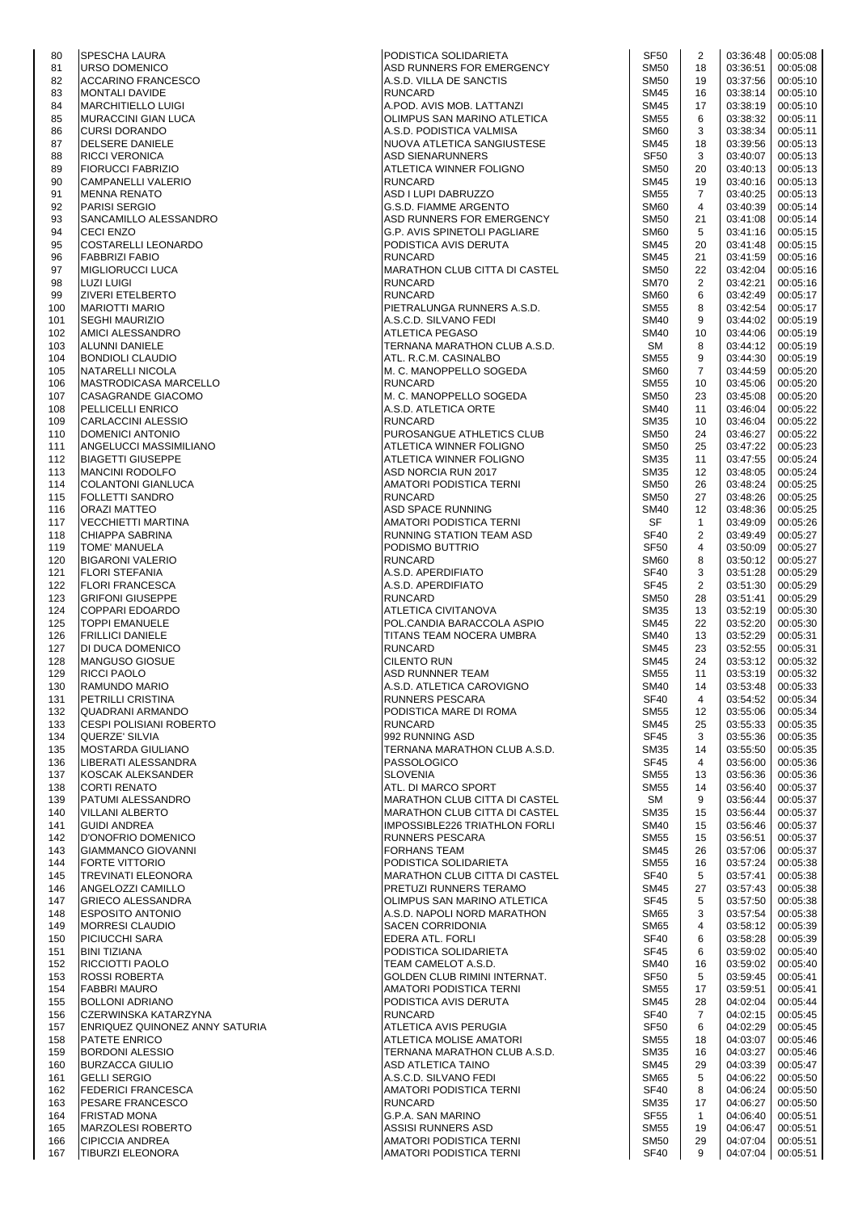| 80 | SPESCHA LAURA | PODISTICA SOLIDARIETA | SF50 | 2 | 03:36:48 | 00:05:08 |
|---|---|---|---|---|---|---|
| 81 | URSO DOMENICO | ASD RUNNERS FOR EMERGENCY | SM50 | 18 | 03:36:51 | 00:05:08 |
| 82 | ACCARINO FRANCESCO | A.S.D. VILLA DE SANCTIS | SM50 | 19 | 03:37:56 | 00:05:10 |
| 83 | MONTALI DAVIDE | RUNCARD | SM45 | 16 | 03:38:14 | 00:05:10 |
| 84 | MARCHITIELLO LUIGI | A.POD. AVIS MOB. LATTANZI | SM45 | 17 | 03:38:19 | 00:05:10 |
| 85 | MURACCINI GIAN LUCA | OLIMPUS SAN MARINO ATLETICA | SM55 | 6 | 03:38:32 | 00:05:11 |
| 86 | CURSI DORANDO | A.S.D. PODISTICA VALMISA | SM60 | 3 | 03:38:34 | 00:05:11 |
| 87 | DELSERE DANIELE | NUOVA ATLETICA SANGIUSTESE | SM45 | 18 | 03:39:56 | 00:05:13 |
| 88 | RICCI VERONICA | ASD SIENARUNNERS | SF50 | 3 | 03:40:07 | 00:05:13 |
| 89 | FIORUCCI FABRIZIO | ATLETICA WINNER FOLIGNO | SM50 | 20 | 03:40:13 | 00:05:13 |
| 90 | CAMPANELLI VALERIO | RUNCARD | SM45 | 19 | 03:40:16 | 00:05:13 |
| 91 | MENNA RENATO | ASD I LUPI DABRUZZO | SM55 | 7 | 03:40:25 | 00:05:13 |
| 92 | PARISI SERGIO | G.S.D. FIAMME ARGENTO | SM60 | 4 | 03:40:39 | 00:05:14 |
| 93 | SANCAMILLO ALESSANDRO | ASD RUNNERS FOR EMERGENCY | SM50 | 21 | 03:41:08 | 00:05:14 |
| 94 | CECI ENZO | G.P. AVIS SPINETOLI PAGLIARE | SM60 | 5 | 03:41:16 | 00:05:15 |
| 95 | COSTARELLI LEONARDO | PODISTICA AVIS DERUTA | SM45 | 20 | 03:41:48 | 00:05:15 |
| 96 | FABBRIZI FABIO | RUNCARD | SM45 | 21 | 03:41:59 | 00:05:16 |
| 97 | MIGLIORUCCI LUCA | MARATHON CLUB CITTA DI CASTEL | SM50 | 22 | 03:42:04 | 00:05:16 |
| 98 | LUZI LUIGI | RUNCARD | SM70 | 2 | 03:42:21 | 00:05:16 |
| 99 | ZIVERI ETELBERTO | RUNCARD | SM60 | 6 | 03:42:49 | 00:05:17 |
| 100 | MARIOTTI MARIO | PIETRALUNGA RUNNERS A.S.D. | SM55 | 8 | 03:42:54 | 00:05:17 |
| 101 | SEGHI MAURIZIO | A.S.C.D. SILVANO FEDI | SM40 | 9 | 03:44:02 | 00:05:19 |
| 102 | AMICI ALESSANDRO | ATLETICA PEGASO | SM40 | 10 | 03:44:06 | 00:05:19 |
| 103 | ALUNNI DANIELE | TERNANA MARATHON CLUB A.S.D. | SM | 8 | 03:44:12 | 00:05:19 |
| 104 | BONDIOLI CLAUDIO | ATL. R.C.M. CASINALBO | SM55 | 9 | 03:44:30 | 00:05:19 |
| 105 | NATARELLI NICOLA | M. C. MANOPPELLO SOGEDA | SM60 | 7 | 03:44:59 | 00:05:20 |
| 106 | MASTRODICASA MARCELLO | RUNCARD | SM55 | 10 | 03:45:06 | 00:05:20 |
| 107 | CASAGRANDE GIACOMO | M. C. MANOPPELLO SOGEDA | SM50 | 23 | 03:45:08 | 00:05:20 |
| 108 | PELLICELLI ENRICO | A.S.D. ATLETICA ORTE | SM40 | 11 | 03:46:04 | 00:05:22 |
| 109 | CARLACCINI ALESSIO | RUNCARD | SM35 | 10 | 03:46:04 | 00:05:22 |
| 110 | DOMENICI ANTONIO | PUROSANGUE ATHLETICS CLUB | SM50 | 24 | 03:46:27 | 00:05:22 |
| 111 | ANGELUCCI MASSIMILIANO | ATLETICA WINNER FOLIGNO | SM50 | 25 | 03:47:22 | 00:05:23 |
| 112 | BIAGETTI GIUSEPPE | ATLETICA WINNER FOLIGNO | SM35 | 11 | 03:47:55 | 00:05:24 |
| 113 | MANCINI RODOLFO | ASD NORCIA RUN 2017 | SM35 | 12 | 03:48:05 | 00:05:24 |
| 114 | COLANTONI GIANLUCA | AMATORI PODISTICA TERNI | SM50 | 26 | 03:48:24 | 00:05:25 |
| 115 | FOLLETTI SANDRO | RUNCARD | SM50 | 27 | 03:48:26 | 00:05:25 |
| 116 | ORAZI MATTEO | ASD SPACE RUNNING | SM40 | 12 | 03:48:36 | 00:05:25 |
| 117 | VECCHIETTI MARTINA | AMATORI PODISTICA TERNI | SF | 1 | 03:49:09 | 00:05:26 |
| 118 | CHIAPPA SABRINA | RUNNING STATION TEAM ASD | SF40 | 2 | 03:49:49 | 00:05:27 |
| 119 | TOME' MANUELA | PODISMO BUTTRIO | SF50 | 4 | 03:50:09 | 00:05:27 |
| 120 | BIGARONI VALERIO | RUNCARD | SM60 | 8 | 03:50:12 | 00:05:27 |
| 121 | FLORI STEFANIA | A.S.D. APERDIFIATO | SF40 | 3 | 03:51:28 | 00:05:29 |
| 122 | FLORI FRANCESCA | A.S.D. APERDIFIATO | SF45 | 2 | 03:51:30 | 00:05:29 |
| 123 | GRIFONI GIUSEPPE | RUNCARD | SM50 | 28 | 03:51:41 | 00:05:29 |
| 124 | COPPARI EDOARDO | ATLETICA CIVITANOVA | SM35 | 13 | 03:52:19 | 00:05:30 |
| 125 | TOPPI EMANUELE | POL.CANDIA BARACCOLA ASPIO | SM45 | 22 | 03:52:20 | 00:05:30 |
| 126 | FRILLICI DANIELE | TITANS TEAM NOCERA UMBRA | SM40 | 13 | 03:52:29 | 00:05:31 |
| 127 | DI DUCA DOMENICO | RUNCARD | SM45 | 23 | 03:52:55 | 00:05:31 |
| 128 | MANGUSO GIOSUE | CILENTO RUN | SM45 | 24 | 03:53:12 | 00:05:32 |
| 129 | RICCI PAOLO | ASD RUNNNER TEAM | SM55 | 11 | 03:53:19 | 00:05:32 |
| 130 | RAMUNDO MARIO | A.S.D. ATLETICA CAROVIGNO | SM40 | 14 | 03:53:48 | 00:05:33 |
| 131 | PETRILLI CRISTINA | RUNNERS PESCARA | SF40 | 4 | 03:54:52 | 00:05:34 |
| 132 | QUADRANI ARMANDO | PODISTICA MARE DI ROMA | SM55 | 12 | 03:55:06 | 00:05:34 |
| 133 | CESPI POLISIANI ROBERTO | RUNCARD | SM45 | 25 | 03:55:33 | 00:05:35 |
| 134 | QUERZE' SILVIA | 992 RUNNING ASD | SF45 | 3 | 03:55:36 | 00:05:35 |
| 135 | MOSTARDA GIULIANO | TERNANA MARATHON CLUB A.S.D. | SM35 | 14 | 03:55:50 | 00:05:35 |
| 136 | LIBERATI ALESSANDRA | PASSOLOGICO | SF45 | 4 | 03:56:00 | 00:05:36 |
| 137 | KOSCAK ALEKSANDER | SLOVENIA | SM55 | 13 | 03:56:36 | 00:05:36 |
| 138 | CORTI RENATO | ATL. DI MARCO SPORT | SM55 | 14 | 03:56:40 | 00:05:37 |
| 139 | PATUMI ALESSANDRO | MARATHON CLUB CITTA DI CASTEL | SM | 9 | 03:56:44 | 00:05:37 |
| 140 | VILLANI ALBERTO | MARATHON CLUB CITTA DI CASTEL | SM35 | 15 | 03:56:44 | 00:05:37 |
| 141 | GUIDI ANDREA | IMPOSSIBLE226 TRIATHLON FORLI | SM40 | 15 | 03:56:46 | 00:05:37 |
| 142 | D'ONOFRIO DOMENICO | RUNNERS PESCARA | SM55 | 15 | 03:56:51 | 00:05:37 |
| 143 | GIAMMANCO GIOVANNI | FORHANS TEAM | SM45 | 26 | 03:57:06 | 00:05:37 |
| 144 | FORTE VITTORIO | PODISTICA SOLIDARIETA | SM55 | 16 | 03:57:24 | 00:05:38 |
| 145 | TREVINATI ELEONORA | MARATHON CLUB CITTA DI CASTEL | SF40 | 5 | 03:57:41 | 00:05:38 |
| 146 | ANGELOZZI CAMILLO | PRETUZI RUNNERS TERAMO | SM45 | 27 | 03:57:43 | 00:05:38 |
| 147 | GRIECO ALESSANDRA | OLIMPUS SAN MARINO ATLETICA | SF45 | 5 | 03:57:50 | 00:05:38 |
| 148 | ESPOSITO ANTONIO | A.S.D. NAPOLI NORD MARATHON | SM65 | 3 | 03:57:54 | 00:05:38 |
| 149 | MORRESI CLAUDIO | SACEN CORRIDONIA | SM65 | 4 | 03:58:12 | 00:05:39 |
| 150 | PICIUCCHI SARA | EDERA ATL. FORLI | SF40 | 6 | 03:58:28 | 00:05:39 |
| 151 | BINI TIZIANA | PODISTICA SOLIDARIETA | SF45 | 6 | 03:59:02 | 00:05:40 |
| 152 | RICCIOTTI PAOLO | TEAM CAMELOT A.S.D. | SM40 | 16 | 03:59:02 | 00:05:40 |
| 153 | ROSSI ROBERTA | GOLDEN CLUB RIMINI INTERNAT. | SF50 | 5 | 03:59:45 | 00:05:41 |
| 154 | FABBRI MAURO | AMATORI PODISTICA TERNI | SM55 | 17 | 03:59:51 | 00:05:41 |
| 155 | BOLLONI ADRIANO | PODISTICA AVIS DERUTA | SM45 | 28 | 04:02:04 | 00:05:44 |
| 156 | CZERWINSKA KATARZYNA | RUNCARD | SF40 | 7 | 04:02:15 | 00:05:45 |
| 157 | ENRIQUEZ QUINONEZ ANNY SATURIA | ATLETICA AVIS PERUGIA | SF50 | 6 | 04:02:29 | 00:05:45 |
| 158 | PATETE ENRICO | ATLETICA MOLISE AMATORI | SM55 | 18 | 04:03:07 | 00:05:46 |
| 159 | BORDONI ALESSIO | TERNANA MARATHON CLUB A.S.D. | SM35 | 16 | 04:03:27 | 00:05:46 |
| 160 | BURZACCA GIULIO | ASD ATLETICA TAINO | SM45 | 29 | 04:03:39 | 00:05:47 |
| 161 | GELLI SERGIO | A.S.C.D. SILVANO FEDI | SM65 | 5 | 04:06:22 | 00:05:50 |
| 162 | FEDERICI FRANCESCA | AMATORI PODISTICA TERNI | SF40 | 8 | 04:06:24 | 00:05:50 |
| 163 | PESARE FRANCESCO | RUNCARD | SM35 | 17 | 04:06:27 | 00:05:50 |
| 164 | FRISTAD MONA | G.P.A. SAN MARINO | SF55 | 1 | 04:06:40 | 00:05:51 |
| 165 | MARZOLESI ROBERTO | ASSISI RUNNERS ASD | SM55 | 19 | 04:06:47 | 00:05:51 |
| 166 | CIPICCIA ANDREA | AMATORI PODISTICA TERNI | SM50 | 29 | 04:07:04 | 00:05:51 |
| 167 | TIBURZI ELEONORA | AMATORI PODISTICA TERNI | SF40 | 9 | 04:07:04 | 00:05:51 |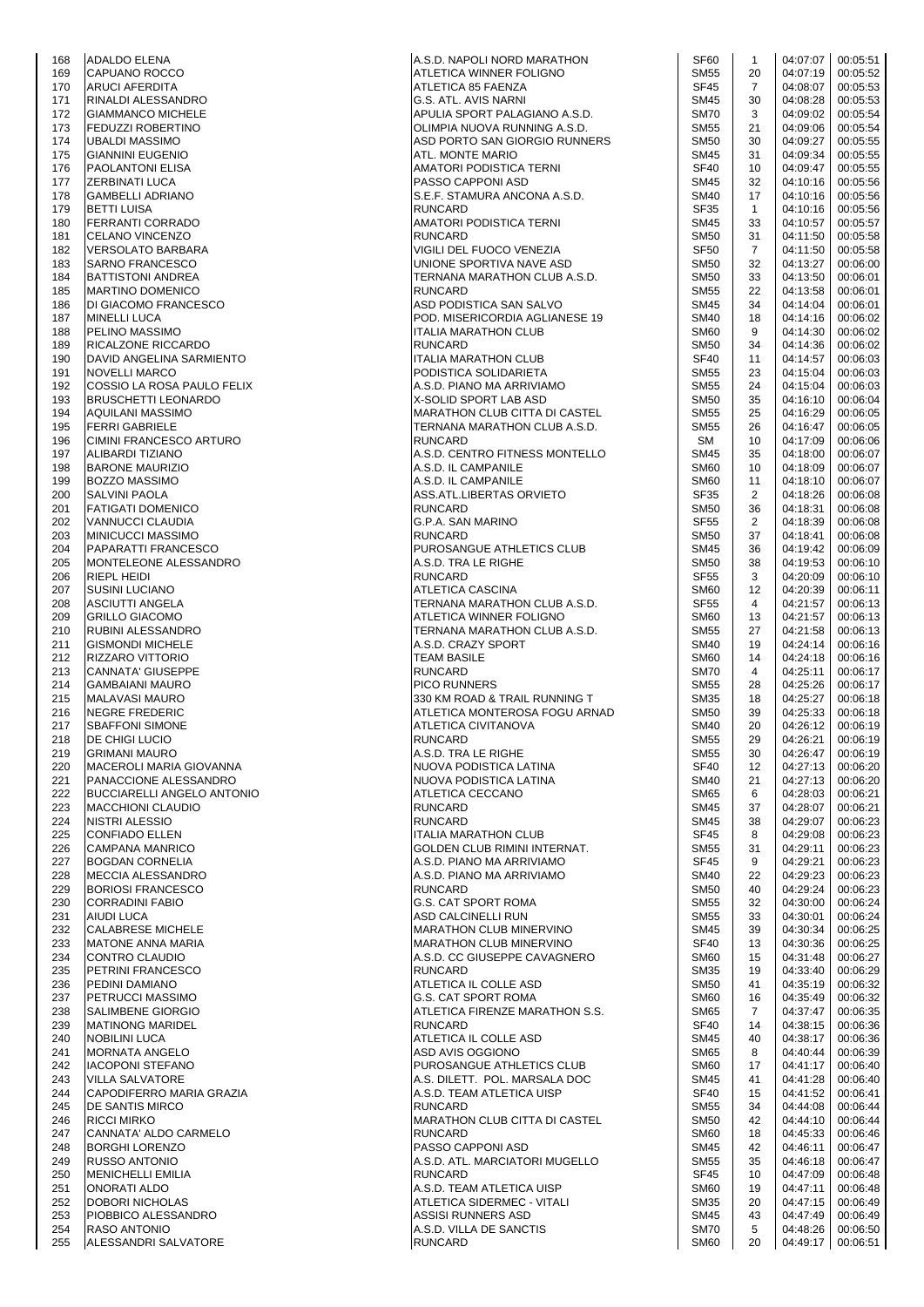| | | | | | | |
|---|---|---|---|---|---|---|
| 168 | ADALDO ELENA | A.S.D. NAPOLI NORD MARATHON | SF60 | 1 | 04:07:07 | 00:05:51 |
| 169 | CAPUANO ROCCO | ATLETICA WINNER FOLIGNO | SM55 | 20 | 04:07:19 | 00:05:52 |
| 170 | ARUCI AFERDITA | ATLETICA 85 FAENZA | SF45 | 7 | 04:08:07 | 00:05:53 |
| 171 | RINALDI ALESSANDRO | G.S. ATL. AVIS NARNI | SM45 | 30 | 04:08:28 | 00:05:53 |
| 172 | GIAMMANCO MICHELE | APULIA SPORT PALAGIANO A.S.D. | SM70 | 3 | 04:09:02 | 00:05:54 |
| 173 | FEDUZZI ROBERTINO | OLIMPIA NUOVA RUNNING A.S.D. | SM55 | 21 | 04:09:06 | 00:05:54 |
| 174 | UBALDI MASSIMO | ASD PORTO SAN GIORGIO RUNNERS | SM50 | 30 | 04:09:27 | 00:05:55 |
| 175 | GIANNINI EUGENIO | ATL. MONTE MARIO | SM45 | 31 | 04:09:34 | 00:05:55 |
| 176 | PAOLANTONI ELISA | AMATORI PODISTICA TERNI | SF40 | 10 | 04:09:47 | 00:05:55 |
| 177 | ZERBINATI LUCA | PASSO CAPPONI ASD | SM45 | 32 | 04:10:16 | 00:05:56 |
| 178 | GAMBELLI ADRIANO | S.E.F. STAMURA ANCONA A.S.D. | SM40 | 17 | 04:10:16 | 00:05:56 |
| 179 | BETTI LUISA | RUNCARD | SF35 | 1 | 04:10:16 | 00:05:56 |
| 180 | FERRANTI CORRADO | AMATORI PODISTICA TERNI | SM45 | 33 | 04:10:57 | 00:05:57 |
| 181 | CELANO VINCENZO | RUNCARD | SM50 | 31 | 04:11:50 | 00:05:58 |
| 182 | VERSOLATO BARBARA | VIGILI DEL FUOCO VENEZIA | SF50 | 7 | 04:11:50 | 00:05:58 |
| 183 | SARNO FRANCESCO | UNIONE SPORTIVA NAVE ASD | SM50 | 32 | 04:13:27 | 00:06:00 |
| 184 | BATTISTONI ANDREA | TERNANA MARATHON CLUB A.S.D. | SM50 | 33 | 04:13:50 | 00:06:01 |
| 185 | MARTINO DOMENICO | RUNCARD | SM55 | 22 | 04:13:58 | 00:06:01 |
| 186 | DI GIACOMO FRANCESCO | ASD PODISTICA SAN SALVO | SM45 | 34 | 04:14:04 | 00:06:01 |
| 187 | MINELLI LUCA | POD. MISERICORDIA AGLIANESE 19 | SM40 | 18 | 04:14:16 | 00:06:02 |
| 188 | PELINO MASSIMO | ITALIA MARATHON CLUB | SM60 | 9 | 04:14:30 | 00:06:02 |
| 189 | RICALZONE RICCARDO | RUNCARD | SM50 | 34 | 04:14:36 | 00:06:02 |
| 190 | DAVID ANGELINA SARMIENTO | ITALIA MARATHON CLUB | SF40 | 11 | 04:14:57 | 00:06:03 |
| 191 | NOVELLI MARCO | PODISTICA SOLIDARIETA | SM55 | 23 | 04:15:04 | 00:06:03 |
| 192 | COSSIO LA ROSA PAULO FELIX | A.S.D. PIANO MA ARRIVIAMO | SM55 | 24 | 04:15:04 | 00:06:03 |
| 193 | BRUSCHETTI LEONARDO | X-SOLID SPORT LAB ASD | SM50 | 35 | 04:16:10 | 00:06:04 |
| 194 | AQUILANI MASSIMO | MARATHON CLUB CITTA DI CASTEL | SM55 | 25 | 04:16:29 | 00:06:05 |
| 195 | FERRI GABRIELE | TERNANA MARATHON CLUB A.S.D. | SM55 | 26 | 04:16:47 | 00:06:05 |
| 196 | CIMINI FRANCESCO ARTURO | RUNCARD | SM | 10 | 04:17:09 | 00:06:06 |
| 197 | ALIBARDI TIZIANO | A.S.D. CENTRO FITNESS MONTELLO | SM45 | 35 | 04:18:00 | 00:06:07 |
| 198 | BARONE MAURIZIO | A.S.D. IL CAMPANILE | SM60 | 10 | 04:18:09 | 00:06:07 |
| 199 | BOZZO MASSIMO | A.S.D. IL CAMPANILE | SM60 | 11 | 04:18:10 | 00:06:07 |
| 200 | SALVINI PAOLA | ASS.ATL.LIBERTAS ORVIETO | SF35 | 2 | 04:18:26 | 00:06:08 |
| 201 | FATIGATI DOMENICO | RUNCARD | SM50 | 36 | 04:18:31 | 00:06:08 |
| 202 | VANNUCCI CLAUDIA | G.P.A. SAN MARINO | SF55 | 2 | 04:18:39 | 00:06:08 |
| 203 | MINICUCCI MASSIMO | RUNCARD | SM50 | 37 | 04:18:41 | 00:06:08 |
| 204 | PAPARATTI FRANCESCO | PUROSANGUE ATHLETICS CLUB | SM45 | 36 | 04:19:42 | 00:06:09 |
| 205 | MONTELEONE ALESSANDRO | A.S.D. TRA LE RIGHE | SM50 | 38 | 04:19:53 | 00:06:10 |
| 206 | RIEPL HEIDI | RUNCARD | SF55 | 3 | 04:20:09 | 00:06:10 |
| 207 | SUSINI LUCIANO | ATLETICA CASCINA | SM60 | 12 | 04:20:39 | 00:06:11 |
| 208 | ASCIUTTI ANGELA | TERNANA MARATHON CLUB A.S.D. | SF55 | 4 | 04:21:57 | 00:06:13 |
| 209 | GRILLO GIACOMO | ATLETICA WINNER FOLIGNO | SM60 | 13 | 04:21:57 | 00:06:13 |
| 210 | RUBINI ALESSANDRO | TERNANA MARATHON CLUB A.S.D. | SM55 | 27 | 04:21:58 | 00:06:13 |
| 211 | GISMONDI MICHELE | A.S.D. CRAZY SPORT | SM40 | 19 | 04:24:14 | 00:06:16 |
| 212 | RIZZARO VITTORIO | TEAM BASILE | SM60 | 14 | 04:24:18 | 00:06:16 |
| 213 | CANNATA' GIUSEPPE | RUNCARD | SM70 | 4 | 04:25:11 | 00:06:17 |
| 214 | GAMBAIANI MAURO | PICO RUNNERS | SM55 | 28 | 04:25:26 | 00:06:17 |
| 215 | MALAVASI MAURO | 330 KM ROAD & TRAIL RUNNING T | SM35 | 18 | 04:25:27 | 00:06:18 |
| 216 | NEGRE FREDERIC | ATLETICA MONTEROSA FOGU ARNAD | SM50 | 39 | 04:25:33 | 00:06:18 |
| 217 | SBAFFONI SIMONE | ATLETICA CIVITANOVA | SM40 | 20 | 04:26:12 | 00:06:19 |
| 218 | DE CHIGI LUCIO | RUNCARD | SM55 | 29 | 04:26:21 | 00:06:19 |
| 219 | GRIMANI MAURO | A.S.D. TRA LE RIGHE | SM55 | 30 | 04:26:47 | 00:06:19 |
| 220 | MACEROLI MARIA GIOVANNA | NUOVA PODISTICA LATINA | SF40 | 12 | 04:27:13 | 00:06:20 |
| 221 | PANACCIONE ALESSANDRO | NUOVA PODISTICA LATINA | SM40 | 21 | 04:27:13 | 00:06:20 |
| 222 | BUCCIARELLI ANGELO ANTONIO | ATLETICA CECCANO | SM65 | 6 | 04:28:03 | 00:06:21 |
| 223 | MACCHIONI CLAUDIO | RUNCARD | SM45 | 37 | 04:28:07 | 00:06:21 |
| 224 | NISTRI ALESSIO | RUNCARD | SM45 | 38 | 04:29:07 | 00:06:23 |
| 225 | CONFIADO ELLEN | ITALIA MARATHON CLUB | SF45 | 8 | 04:29:08 | 00:06:23 |
| 226 | CAMPANA MANRICO | GOLDEN CLUB RIMINI INTERNAT. | SM55 | 31 | 04:29:11 | 00:06:23 |
| 227 | BOGDAN CORNELIA | A.S.D. PIANO MA ARRIVIAMO | SF45 | 9 | 04:29:21 | 00:06:23 |
| 228 | MECCIA ALESSANDRO | A.S.D. PIANO MA ARRIVIAMO | SM40 | 22 | 04:29:23 | 00:06:23 |
| 229 | BORIOSI FRANCESCO | RUNCARD | SM50 | 40 | 04:29:24 | 00:06:23 |
| 230 | CORRADINI FABIO | G.S. CAT SPORT ROMA | SM55 | 32 | 04:30:00 | 00:06:24 |
| 231 | AIUDI LUCA | ASD CALCINELLI RUN | SM55 | 33 | 04:30:01 | 00:06:24 |
| 232 | CALABRESE MICHELE | MARATHON CLUB MINERVINO | SM45 | 39 | 04:30:34 | 00:06:25 |
| 233 | MATONE ANNA MARIA | MARATHON CLUB MINERVINO | SF40 | 13 | 04:30:36 | 00:06:25 |
| 234 | CONTRO CLAUDIO | A.S.D. CC GIUSEPPE CAVAGNERO | SM60 | 15 | 04:31:48 | 00:06:27 |
| 235 | PETRINI FRANCESCO | RUNCARD | SM35 | 19 | 04:33:40 | 00:06:29 |
| 236 | PEDINI DAMIANO | ATLETICA IL COLLE ASD | SM50 | 41 | 04:35:19 | 00:06:32 |
| 237 | PETRUCCI MASSIMO | G.S. CAT SPORT ROMA | SM60 | 16 | 04:35:49 | 00:06:32 |
| 238 | SALIMBENE GIORGIO | ATLETICA FIRENZE MARATHON S.S. | SM65 | 7 | 04:37:47 | 00:06:35 |
| 239 | MATINONG MARIDEL | RUNCARD | SF40 | 14 | 04:38:15 | 00:06:36 |
| 240 | NOBILINI LUCA | ATLETICA IL COLLE ASD | SM45 | 40 | 04:38:17 | 00:06:36 |
| 241 | MORNATA ANGELO | ASD AVIS OGGIONO | SM65 | 8 | 04:40:44 | 00:06:39 |
| 242 | IACOPONI STEFANO | PUROSANGUE ATHLETICS CLUB | SM60 | 17 | 04:41:17 | 00:06:40 |
| 243 | VILLA SALVATORE | A.S. DILETT. POL. MARSALA DOC | SM45 | 41 | 04:41:28 | 00:06:40 |
| 244 | CAPODIFERRO MARIA GRAZIA | A.S.D. TEAM ATLETICA UISP | SF40 | 15 | 04:41:52 | 00:06:41 |
| 245 | DE SANTIS MIRCO | RUNCARD | SM55 | 34 | 04:44:08 | 00:06:44 |
| 246 | RICCI MIRKO | MARATHON CLUB CITTA DI CASTEL | SM50 | 42 | 04:44:10 | 00:06:44 |
| 247 | CANNATA' ALDO CARMELO | RUNCARD | SM60 | 18 | 04:45:33 | 00:06:46 |
| 248 | BORGHI LORENZO | PASSO CAPPONI ASD | SM45 | 42 | 04:46:11 | 00:06:47 |
| 249 | RUSSO ANTONIO | A.S.D. ATL. MARCIATORI MUGELLO | SM55 | 35 | 04:46:18 | 00:06:47 |
| 250 | MENICHELLI EMILIA | RUNCARD | SF45 | 10 | 04:47:09 | 00:06:48 |
| 251 | ONORATI ALDO | A.S.D. TEAM ATLETICA UISP | SM60 | 19 | 04:47:11 | 00:06:48 |
| 252 | DOBORI NICHOLAS | ATLETICA SIDERMEC - VITALI | SM35 | 20 | 04:47:15 | 00:06:49 |
| 253 | PIOBBICO ALESSANDRO | ASSISI RUNNERS ASD | SM45 | 43 | 04:47:49 | 00:06:49 |
| 254 | RASO ANTONIO | A.S.D. VILLA DE SANCTIS | SM70 | 5 | 04:48:26 | 00:06:50 |
| 255 | ALESSANDRI SALVATORE | RUNCARD | SM60 | 20 | 04:49:17 | 00:06:51 |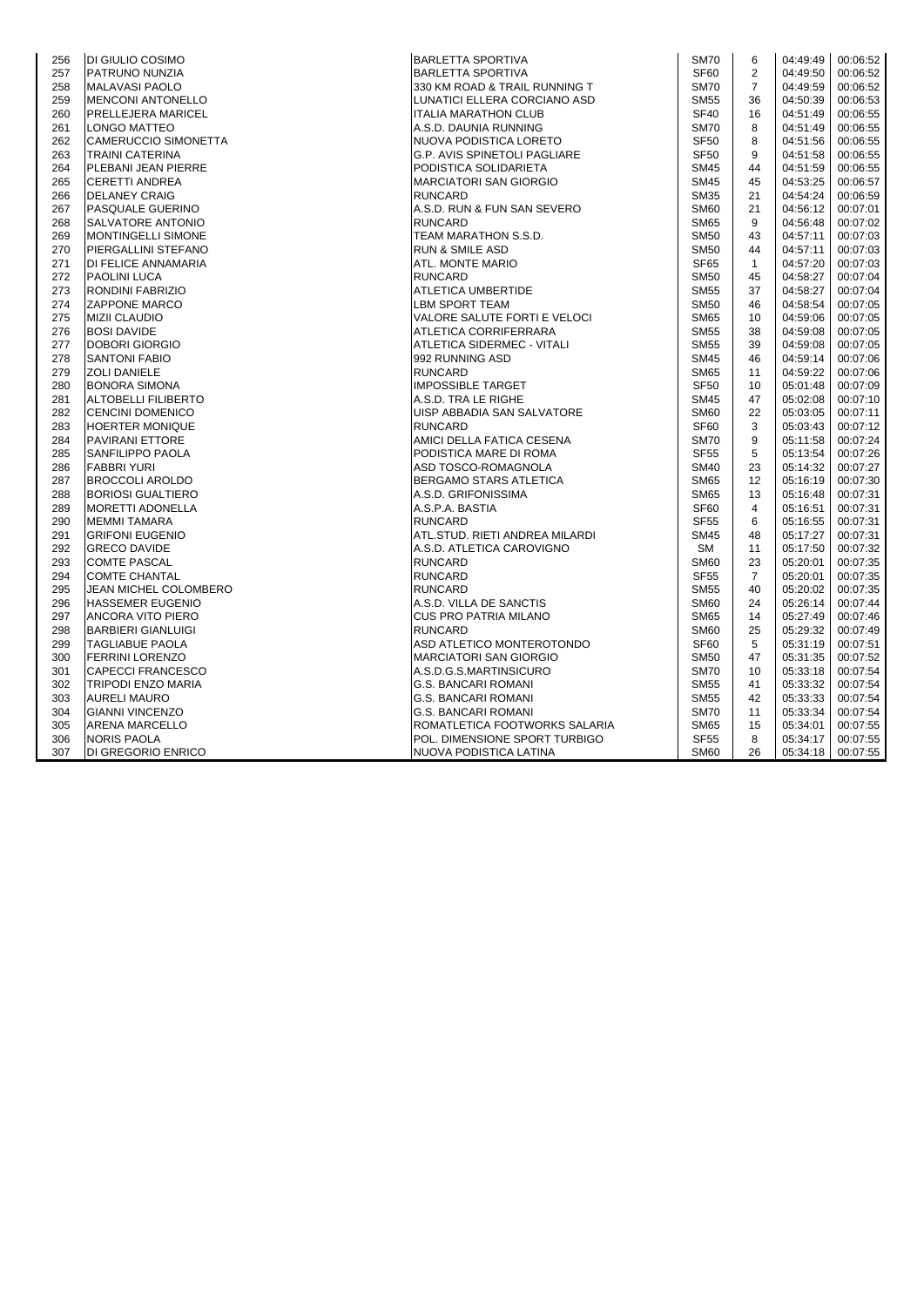| | | | | | | |
|---|---|---|---|---|---|---|
| 256 | DI GIULIO COSIMO | BARLETTA SPORTIVA | SM70 | 6 | 04:49:49 | 00:06:52 |
| 257 | PATRUNO NUNZIA | BARLETTA SPORTIVA | SF60 | 2 | 04:49:50 | 00:06:52 |
| 258 | MALAVASI PAOLO | 330 KM ROAD & TRAIL RUNNING T | SM70 | 7 | 04:49:59 | 00:06:52 |
| 259 | MENCONI ANTONELLO | LUNATICI ELLERA CORCIANO ASD | SM55 | 36 | 04:50:39 | 00:06:53 |
| 260 | PRELLEJERA MARICEL | ITALIA MARATHON CLUB | SF40 | 16 | 04:51:49 | 00:06:55 |
| 261 | LONGO MATTEO | A.S.D. DAUNIA RUNNING | SM70 | 8 | 04:51:49 | 00:06:55 |
| 262 | CAMERUCCIO SIMONETTA | NUOVA PODISTICA LORETO | SF50 | 8 | 04:51:56 | 00:06:55 |
| 263 | TRAINI CATERINA | G.P. AVIS SPINETOLI PAGLIARE | SF50 | 9 | 04:51:58 | 00:06:55 |
| 264 | PLEBANI JEAN PIERRE | PODISTICA SOLIDARIETA | SM45 | 44 | 04:51:59 | 00:06:55 |
| 265 | CERETTI ANDREA | MARCIATORI SAN GIORGIO | SM45 | 45 | 04:53:25 | 00:06:57 |
| 266 | DELANEY CRAIG | RUNCARD | SM35 | 21 | 04:54:24 | 00:06:59 |
| 267 | PASQUALE GUERINO | A.S.D. RUN & FUN SAN SEVERO | SM60 | 21 | 04:56:12 | 00:07:01 |
| 268 | SALVATORE ANTONIO | RUNCARD | SM65 | 9 | 04:56:48 | 00:07:02 |
| 269 | MONTINGELLI SIMONE | TEAM MARATHON S.S.D. | SM50 | 43 | 04:57:11 | 00:07:03 |
| 270 | PIERGALLINI STEFANO | RUN & SMILE ASD | SM50 | 44 | 04:57:11 | 00:07:03 |
| 271 | DI FELICE ANNAMARIA | ATL. MONTE MARIO | SF65 | 1 | 04:57:20 | 00:07:03 |
| 272 | PAOLINI LUCA | RUNCARD | SM50 | 45 | 04:58:27 | 00:07:04 |
| 273 | RONDINI FABRIZIO | ATLETICA UMBERTIDE | SM55 | 37 | 04:58:27 | 00:07:04 |
| 274 | ZAPPONE MARCO | LBM SPORT TEAM | SM50 | 46 | 04:58:54 | 00:07:05 |
| 275 | MIZII CLAUDIO | VALORE SALUTE FORTI E VELOCI | SM65 | 10 | 04:59:06 | 00:07:05 |
| 276 | BOSI DAVIDE | ATLETICA CORRIFERRARA | SM55 | 38 | 04:59:08 | 00:07:05 |
| 277 | DOBORI GIORGIO | ATLETICA SIDERMEC - VITALI | SM55 | 39 | 04:59:08 | 00:07:05 |
| 278 | SANTONI FABIO | 992 RUNNING ASD | SM45 | 46 | 04:59:14 | 00:07:06 |
| 279 | ZOLI DANIELE | RUNCARD | SM65 | 11 | 04:59:22 | 00:07:06 |
| 280 | BONORA SIMONA | IMPOSSIBLE TARGET | SF50 | 10 | 05:01:48 | 00:07:09 |
| 281 | ALTOBELLI FILIBERTO | A.S.D. TRA LE RIGHE | SM45 | 47 | 05:02:08 | 00:07:10 |
| 282 | CENCINI DOMENICO | UISP ABBADIA SAN SALVATORE | SM60 | 22 | 05:03:05 | 00:07:11 |
| 283 | HOERTER MONIQUE | RUNCARD | SF60 | 3 | 05:03:43 | 00:07:12 |
| 284 | PAVIRANI ETTORE | AMICI DELLA FATICA CESENA | SM70 | 9 | 05:11:58 | 00:07:24 |
| 285 | SANFILIPPO PAOLA | PODISTICA MARE DI ROMA | SF55 | 5 | 05:13:54 | 00:07:26 |
| 286 | FABBRI YURI | ASD TOSCO-ROMAGNOLA | SM40 | 23 | 05:14:32 | 00:07:27 |
| 287 | BROCCOLI AROLDO | BERGAMO STARS ATLETICA | SM65 | 12 | 05:16:19 | 00:07:30 |
| 288 | BORIOSI GUALTIERO | A.S.D. GRIFONISSIMA | SM65 | 13 | 05:16:48 | 00:07:31 |
| 289 | MORETTI ADONELLA | A.S.P.A. BASTIA | SF60 | 4 | 05:16:51 | 00:07:31 |
| 290 | MEMMI TAMARA | RUNCARD | SF55 | 6 | 05:16:55 | 00:07:31 |
| 291 | GRIFONI EUGENIO | ATL.STUD. RIETI ANDREA MILARDI | SM45 | 48 | 05:17:27 | 00:07:31 |
| 292 | GRECO DAVIDE | A.S.D. ATLETICA CAROVIGNO | SM | 11 | 05:17:50 | 00:07:32 |
| 293 | COMTE PASCAL | RUNCARD | SM60 | 23 | 05:20:01 | 00:07:35 |
| 294 | COMTE CHANTAL | RUNCARD | SF55 | 7 | 05:20:01 | 00:07:35 |
| 295 | JEAN MICHEL COLOMBERO | RUNCARD | SM55 | 40 | 05:20:02 | 00:07:35 |
| 296 | HASSEMER EUGENIO | A.S.D. VILLA DE SANCTIS | SM60 | 24 | 05:26:14 | 00:07:44 |
| 297 | ANCORA VITO PIERO | CUS PRO PATRIA MILANO | SM65 | 14 | 05:27:49 | 00:07:46 |
| 298 | BARBIERI GIANLUIGI | RUNCARD | SM60 | 25 | 05:29:32 | 00:07:49 |
| 299 | TAGLIABUE PAOLA | ASD ATLETICO MONTEROTONDO | SF60 | 5 | 05:31:19 | 00:07:51 |
| 300 | FERRINI LORENZO | MARCIATORI SAN GIORGIO | SM50 | 47 | 05:31:35 | 00:07:52 |
| 301 | CAPECCI FRANCESCO | A.S.D.G.S.MARTINSICURO | SM70 | 10 | 05:33:18 | 00:07:54 |
| 302 | TRIPODI ENZO MARIA | G.S. BANCARI ROMANI | SM55 | 41 | 05:33:32 | 00:07:54 |
| 303 | AURELI MAURO | G.S. BANCARI ROMANI | SM55 | 42 | 05:33:33 | 00:07:54 |
| 304 | GIANNI VINCENZO | G.S. BANCARI ROMANI | SM70 | 11 | 05:33:34 | 00:07:54 |
| 305 | ARENA MARCELLO | ROMATLETICA FOOTWORKS SALARIA | SM65 | 15 | 05:34:01 | 00:07:55 |
| 306 | NORIS PAOLA | POL. DIMENSIONE SPORT TURBIGO | SF55 | 8 | 05:34:17 | 00:07:55 |
| 307 | DI GREGORIO ENRICO | NUOVA PODISTICA LATINA | SM60 | 26 | 05:34:18 | 00:07:55 |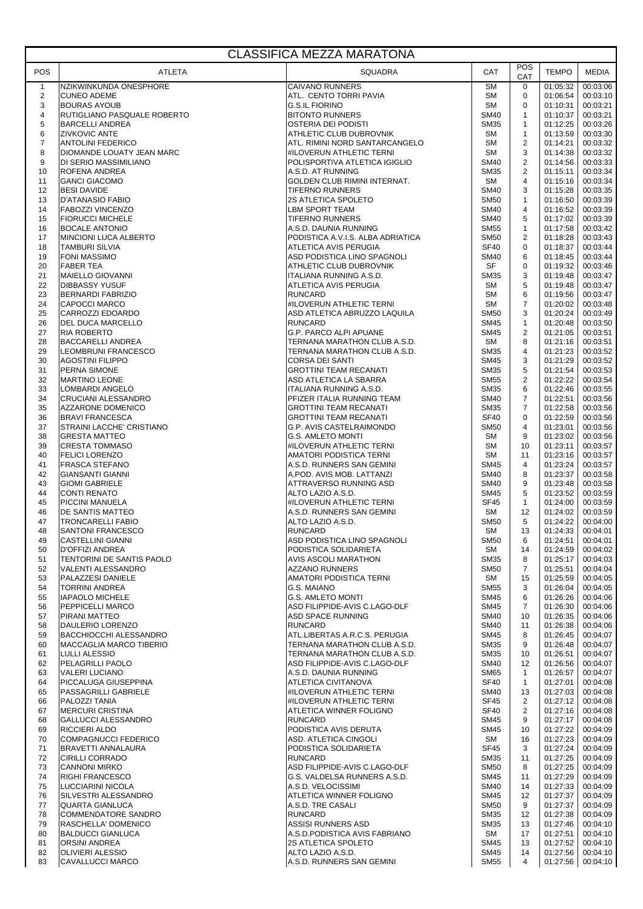# CLASSIFICA MEZZA MARATONA

| POS | ATLETA | SQUADRA | CAT | POS CAT | TEMPO | MEDIA |
|---|---|---|---|---|---|---|
| 1 | NZIKWINKUNDA ONESPHORE | CAIVANO RUNNERS | SM | 0 | 01:05:32 | 00:03:06 |
| 2 | CUNEO ADEME | ATL. CENTO TORRI PAVIA | SM | 0 | 01:06:54 | 00:03:10 |
| 3 | BOURAS AYOUB | G.S.IL FIORINO | SM | 0 | 01:10:31 | 00:03:21 |
| 4 | RUTIGLIANO PASQUALE ROBERTO | BITONTO RUNNERS | SM40 | 1 | 01:10:37 | 00:03:21 |
| 5 | BARCELLI ANDREA | OSTERIA DEI PODISTI | SM35 | 1 | 01:12:25 | 00:03:26 |
| 6 | ZIVKOVIC ANTE | ATHLETIC CLUB DUBROVNIK | SM | 1 | 01:13:59 | 00:03:30 |
| 7 | ANTOLINI FEDERICO | ATL. RIMINI NORD SANTARCANGELO | SM | 2 | 01:14:21 | 00:03:32 |
| 8 | DIOMANDE LOUATY JEAN MARC | #ILOVERUN ATHLETIC TERNI | SM | 3 | 01:14:38 | 00:03:32 |
| 9 | DI SERIO MASSIMILIANO | POLISPORTIVA ATLETICA IGIGLIO | SM40 | 2 | 01:14:56 | 00:03:33 |
| 10 | ROFENA ANDREA | A.S.D. AT RUNNING | SM35 | 2 | 01:15:11 | 00:03:34 |
| 11 | GANCI GIACOMO | GOLDEN CLUB RIMINI INTERNAT. | SM | 4 | 01:15:16 | 00:03:34 |
| 12 | BESI DAVIDE | TIFERNO RUNNERS | SM40 | 3 | 01:15:28 | 00:03:35 |
| 13 | D'ATANASIO FABIO | 2S ATLETICA SPOLETO | SM50 | 1 | 01:16:50 | 00:03:39 |
| 14 | FABOZZI VINCENZO | LBM SPORT TEAM | SM40 | 4 | 01:16:52 | 00:03:39 |
| 15 | FIORUCCI MICHELE | TIFERNO RUNNERS | SM40 | 5 | 01:17:02 | 00:03:39 |
| 16 | BOCALE ANTONIO | A.S.D. DAUNIA RUNNING | SM55 | 1 | 01:17:58 | 00:03:42 |
| 17 | MINCIONI LUCA ALBERTO | PODISTICA A.V.I.S. ALBA ADRIATICA | SM50 | 2 | 01:18:28 | 00:03:43 |
| 18 | TAMBURI SILVIA | ATLETICA AVIS PERUGIA | SF40 | 0 | 01:18:37 | 00:03:44 |
| 19 | FONI MASSIMO | ASD PODISTICA LINO SPAGNOLI | SM40 | 6 | 01:18:45 | 00:03:44 |
| 20 | FABER TEA | ATHLETIC CLUB DUBROVNIK | SF | 0 | 01:19:32 | 00:03:46 |
| 21 | MAIELLO GIOVANNI | ITALIANA RUNNING A.S.D. | SM35 | 3 | 01:19:48 | 00:03:47 |
| 22 | DIBBASSY YUSUF | ATLETICA AVIS PERUGIA | SM | 5 | 01:19:48 | 00:03:47 |
| 23 | BERNARDI FABRIZIO | RUNCARD | SM | 6 | 01:19:56 | 00:03:47 |
| 24 | CAPOCCI MARCO | #ILOVERUN ATHLETIC TERNI | SM | 7 | 01:20:02 | 00:03:48 |
| 25 | CARROZZI EDOARDO | ASD ATLETICA ABRUZZO LAQUILA | SM50 | 3 | 01:20:24 | 00:03:49 |
| 26 | DEL DUCA MARCELLO | RUNCARD | SM45 | 1 | 01:20:48 | 00:03:50 |
| 27 | RIA ROBERTO | G.P. PARCO ALPI APUANE | SM45 | 2 | 01:21:05 | 00:03:51 |
| 28 | BACCARELLI ANDREA | TERNANA MARATHON CLUB A.S.D. | SM | 8 | 01:21:16 | 00:03:51 |
| 29 | LEOMBRUNI FRANCESCO | TERNANA MARATHON CLUB A.S.D. | SM35 | 4 | 01:21:23 | 00:03:52 |
| 30 | AGOSTINI FILIPPO | CORSA DEI SANTI | SM45 | 3 | 01:21:29 | 00:03:52 |
| 31 | PERNA SIMONE | GROTTINI TEAM RECANATI | SM35 | 5 | 01:21:54 | 00:03:53 |
| 32 | MARTINO LEONE | ASD ATLETICA LA SBARRA | SM55 | 2 | 01:22:22 | 00:03:54 |
| 33 | LOMBARDI ANGELO | ITALIANA RUNNING A.S.D. | SM35 | 6 | 01:22:46 | 00:03:55 |
| 34 | CRUCIANI ALESSANDRO | PFIZER ITALIA RUNNING TEAM | SM40 | 7 | 01:22:51 | 00:03:56 |
| 35 | AZZARONE DOMENICO | GROTTINI TEAM RECANATI | SM35 | 7 | 01:22:58 | 00:03:56 |
| 36 | BRAVI FRANCESCA | GROTTINI TEAM RECANATI | SF40 | 0 | 01:22:59 | 00:03:56 |
| 37 | STRAINI LACCHE' CRISTIANO | G.P. AVIS CASTELRAIMONDO | SM50 | 4 | 01:23:01 | 00:03:56 |
| 38 | GRESTA MATTEO | G.S. AMLETO MONTI | SM | 9 | 01:23:02 | 00:03:56 |
| 39 | CRESTA TOMMASO | #ILOVERUN ATHLETIC TERNI | SM | 10 | 01:23:11 | 00:03:57 |
| 40 | FELICI LORENZO | AMATORI PODISTICA TERNI | SM | 11 | 01:23:16 | 00:03:57 |
| 41 | FRASCA STEFANO | A.S.D. RUNNERS SAN GEMINI | SM45 | 4 | 01:23:24 | 00:03:57 |
| 42 | GIANSANTI GIANNI | A.POD. AVIS MOB. LATTANZI | SM40 | 8 | 01:23:37 | 00:03:58 |
| 43 | GIOMI GABRIELE | ATTRAVERSO RUNNING ASD | SM40 | 9 | 01:23:48 | 00:03:58 |
| 44 | CONTI RENATO | ALTO LAZIO A.S.D. | SM45 | 5 | 01:23:52 | 00:03:59 |
| 45 | PICCINI MANUELA | #ILOVERUN ATHLETIC TERNI | SF45 | 1 | 01:24:00 | 00:03:59 |
| 46 | DE SANTIS MATTEO | A.S.D. RUNNERS SAN GEMINI | SM | 12 | 01:24:02 | 00:03:59 |
| 47 | TRONCARELLI FABIO | ALTO LAZIO A.S.D. | SM50 | 5 | 01:24:22 | 00:04:00 |
| 48 | SANTONI FRANCESCO | RUNCARD | SM | 13 | 01:24:33 | 00:04:01 |
| 49 | CASTELLINI GIANNI | ASD PODISTICA LINO SPAGNOLI | SM50 | 6 | 01:24:51 | 00:04:01 |
| 50 | D'OFFIZI ANDREA | PODISTICA SOLIDARIETA | SM | 14 | 01:24:59 | 00:04:02 |
| 51 | TENTORINI DE SANTIS PAOLO | AVIS ASCOLI MARATHON | SM35 | 8 | 01:25:17 | 00:04:03 |
| 52 | VALENTI ALESSANDRO | AZZANO RUNNERS | SM50 | 7 | 01:25:51 | 00:04:04 |
| 53 | PALAZZESI DANIELE | AMATORI PODISTICA TERNI | SM | 15 | 01:25:59 | 00:04:05 |
| 54 | TORRINI ANDREA | G.S. MAIANO | SM55 | 3 | 01:26:04 | 00:04:05 |
| 55 | IAPAOLO MICHELE | G.S. AMLETO MONTI | SM45 | 6 | 01:26:26 | 00:04:06 |
| 56 | PEPPICELLI MARCO | ASD FILIPPIDE-AVIS C.LAGO-DLF | SM45 | 7 | 01:26:30 | 00:04:06 |
| 57 | PIRANI MATTEO | ASD SPACE RUNNING | SM40 | 10 | 01:26:35 | 00:04:06 |
| 58 | DAULERIO LORENZO | RUNCARD | SM40 | 11 | 01:26:38 | 00:04:06 |
| 59 | BACCHIOCCHI ALESSANDRO | ATL.LIBERTAS A.R.C.S. PERUGIA | SM45 | 8 | 01:26:45 | 00:04:07 |
| 60 | MACCAGLIA MARCO TIBERIO | TERNANA MARATHON CLUB A.S.D. | SM35 | 9 | 01:26:48 | 00:04:07 |
| 61 | LULLI ALESSIO | TERNANA MARATHON CLUB A.S.D. | SM35 | 10 | 01:26:51 | 00:04:07 |
| 62 | PELAGRILLI PAOLO | ASD FILIPPIDE-AVIS C.LAGO-DLF | SM40 | 12 | 01:26:56 | 00:04:07 |
| 63 | VALERI LUCIANO | A.S.D. DAUNIA RUNNING | SM65 | 1 | 01:26:57 | 00:04:07 |
| 64 | PICCALUGA GIUSEPPINA | ATLETICA CIVITANOVA | SF40 | 1 | 01:27:01 | 00:04:08 |
| 65 | PASSAGRILLI GABRIELE | #ILOVERUN ATHLETIC TERNI | SM40 | 13 | 01:27:03 | 00:04:08 |
| 66 | PALOZZI TANIA | #ILOVERUN ATHLETIC TERNI | SF45 | 2 | 01:27:12 | 00:04:08 |
| 67 | MERCURI CRISTINA | ATLETICA WINNER FOLIGNO | SF40 | 2 | 01:27:16 | 00:04:08 |
| 68 | GALLUCCI ALESSANDRO | RUNCARD | SM45 | 9 | 01:27:17 | 00:04:08 |
| 69 | RICCIERI ALDO | PODISTICA AVIS DERUTA | SM45 | 10 | 01:27:22 | 00:04:09 |
| 70 | COMPAGNUCCI FEDERICO | ASD. ATLETICA CINGOLI | SM | 16 | 01:27:23 | 00:04:09 |
| 71 | BRAVETTI ANNALAURA | PODISTICA SOLIDARIETA | SF45 | 3 | 01:27:24 | 00:04:09 |
| 72 | CIRILLI CORRADO | RUNCARD | SM35 | 11 | 01:27:25 | 00:04:09 |
| 73 | CANNONI MIRKO | ASD FILIPPIDE-AVIS C.LAGO-DLF | SM50 | 8 | 01:27:25 | 00:04:09 |
| 74 | RIGHI FRANCESCO | G.S. VALDELSA RUNNERS A.S.D. | SM45 | 11 | 01:27:29 | 00:04:09 |
| 75 | LUCCIARINI NICOLA | A.S.D. VELOCISSIMI | SM40 | 14 | 01:27:33 | 00:04:09 |
| 76 | SILVESTRI ALESSANDRO | ATLETICA WINNER FOLIGNO | SM45 | 12 | 01:27:37 | 00:04:09 |
| 77 | QUARTA GIANLUCA | A.S.D. TRE CASALI | SM50 | 9 | 01:27:37 | 00:04:09 |
| 78 | COMMENDATORE SANDRO | RUNCARD | SM35 | 12 | 01:27:38 | 00:04:09 |
| 79 | RASCHELLA' DOMENICO | ASSISI RUNNERS ASD | SM35 | 13 | 01:27:46 | 00:04:10 |
| 80 | BALDUCCI GIANLUCA | A.S.D.PODISTICA AVIS FABRIANO | SM | 17 | 01:27:51 | 00:04:10 |
| 81 | ORSINI ANDREA | 2S ATLETICA SPOLETO | SM45 | 13 | 01:27:52 | 00:04:10 |
| 82 | OLIVIERI ALESSIO | ALTO LAZIO A.S.D. | SM45 | 14 | 01:27:56 | 00:04:10 |
| 83 | CAVALLUCCI MARCO | A.S.D. RUNNERS SAN GEMINI | SM55 | 4 | 01:27:56 | 00:04:10 |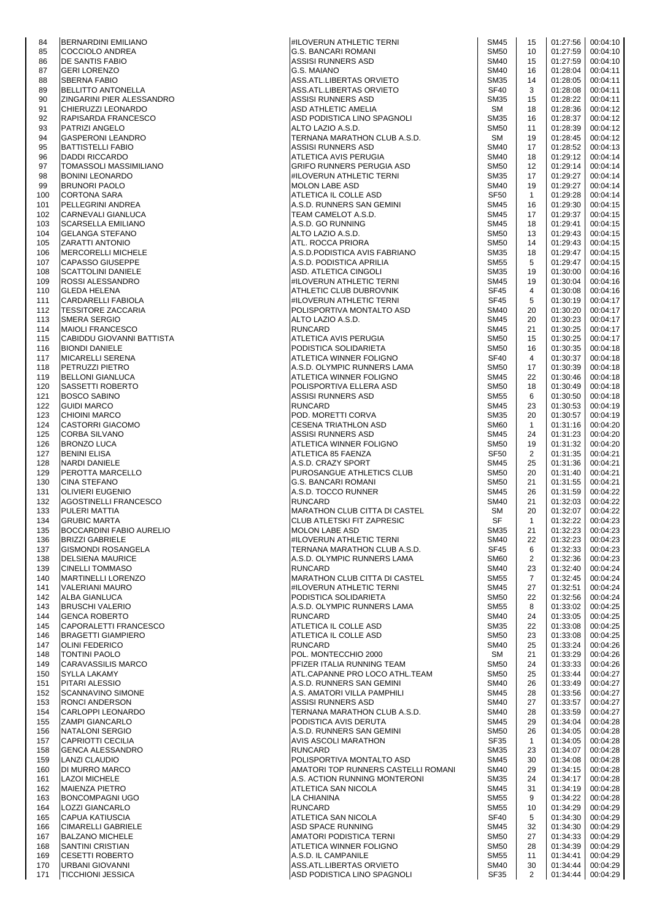| | | | | | | |
|---|---|---|---|---|---|---|
| 84 | BERNARDINI EMILIANO | #ILOVERUN ATHLETIC TERNI | SM45 | 15 | 01:27:56 | 00:04:10 |
| 85 | COCCIOLO ANDREA | G.S. BANCARI ROMANI | SM50 | 10 | 01:27:59 | 00:04:10 |
| 86 | DE SANTIS FABIO | ASSISI RUNNERS ASD | SM40 | 15 | 01:27:59 | 00:04:10 |
| 87 | GERI LORENZO | G.S. MAIANO | SM40 | 16 | 01:28:04 | 00:04:11 |
| 88 | SBERNA FABIO | ASS.ATL.LIBERTAS ORVIETO | SM35 | 14 | 01:28:05 | 00:04:11 |
| 89 | BELLITTO ANTONELLA | ASS.ATL.LIBERTAS ORVIETO | SF40 | 3 | 01:28:08 | 00:04:11 |
| 90 | ZINGARINI PIER ALESSANDRO | ASSISI RUNNERS ASD | SM35 | 15 | 01:28:22 | 00:04:11 |
| 91 | CHIERUZZI LEONARDO | ASD ATHLETIC AMELIA | SM | 18 | 01:28:36 | 00:04:12 |
| 92 | RAPISARDA FRANCESCO | ASD PODISTICA LINO SPAGNOLI | SM35 | 16 | 01:28:37 | 00:04:12 |
| 93 | PATRIZI ANGELO | ALTO LAZIO A.S.D. | SM50 | 11 | 01:28:39 | 00:04:12 |
| 94 | GASPERONI LEANDRO | TERNANA MARATHON CLUB A.S.D. | SM | 19 | 01:28:45 | 00:04:12 |
| 95 | BATTISTELLI FABIO | ASSISI RUNNERS ASD | SM40 | 17 | 01:28:52 | 00:04:13 |
| 96 | DADDI RICCARDO | ATLETICA AVIS PERUGIA | SM40 | 18 | 01:29:12 | 00:04:14 |
| 97 | TOMASSOLI MASSIMILIANO | GRIFO RUNNERS PERUGIA ASD | SM50 | 12 | 01:29:14 | 00:04:14 |
| 98 | BONINI LEONARDO | #ILOVERUN ATHLETIC TERNI | SM35 | 17 | 01:29:27 | 00:04:14 |
| 99 | BRUNORI PAOLO | MOLON LABE ASD | SM40 | 19 | 01:29:27 | 00:04:14 |
| 100 | CORTONA SARA | ATLETICA IL COLLE ASD | SF50 | 1 | 01:29:28 | 00:04:14 |
| 101 | PELLEGRINI ANDREA | A.S.D. RUNNERS SAN GEMINI | SM45 | 16 | 01:29:30 | 00:04:15 |
| 102 | CARNEVALI GIANLUCA | TEAM CAMELOT A.S.D. | SM45 | 17 | 01:29:37 | 00:04:15 |
| 103 | SCARSELLA EMILIANO | A.S.D. GO RUNNING | SM45 | 18 | 01:29:41 | 00:04:15 |
| 104 | GELANGA STEFANO | ALTO LAZIO A.S.D. | SM50 | 13 | 01:29:43 | 00:04:15 |
| 105 | ZARATTI ANTONIO | ATL. ROCCA PRIORA | SM50 | 14 | 01:29:43 | 00:04:15 |
| 106 | MERCORELLI MICHELE | A.S.D.PODISTICA AVIS FABRIANO | SM35 | 18 | 01:29:47 | 00:04:15 |
| 107 | CAPASSO GIUSEPPE | A.S.D. PODISTICA APRILIA | SM55 | 5 | 01:29:47 | 00:04:15 |
| 108 | SCATTOLINI DANIELE | ASD. ATLETICA CINGOLI | SM35 | 19 | 01:30:00 | 00:04:16 |
| 109 | ROSSI ALESSANDRO | #ILOVERUN ATHLETIC TERNI | SM45 | 19 | 01:30:04 | 00:04:16 |
| 110 | GLEDA HELENA | ATHLETIC CLUB DUBROVNIK | SF45 | 4 | 01:30:08 | 00:04:16 |
| 111 | CARDARELLI FABIOLA | #ILOVERUN ATHLETIC TERNI | SF45 | 5 | 01:30:19 | 00:04:17 |
| 112 | TESSITORE ZACCARIA | POLISPORTIVA MONTALTO ASD | SM40 | 20 | 01:30:20 | 00:04:17 |
| 113 | SMERA SERGIO | ALTO LAZIO A.S.D. | SM45 | 20 | 01:30:23 | 00:04:17 |
| 114 | MAIOLI FRANCESCO | RUNCARD | SM45 | 21 | 01:30:25 | 00:04:17 |
| 115 | CABIDDU GIOVANNI BATTISTA | ATLETICA AVIS PERUGIA | SM50 | 15 | 01:30:25 | 00:04:17 |
| 116 | BIONDI DANIELE | PODISTICA SOLIDARIETA | SM50 | 16 | 01:30:35 | 00:04:18 |
| 117 | MICARELLI SERENA | ATLETICA WINNER FOLIGNO | SF40 | 4 | 01:30:37 | 00:04:18 |
| 118 | PETRUZZI PIETRO | A.S.D. OLYMPIC RUNNERS LAMA | SM50 | 17 | 01:30:39 | 00:04:18 |
| 119 | BELLONI GIANLUCA | ATLETICA WINNER FOLIGNO | SM45 | 22 | 01:30:46 | 00:04:18 |
| 120 | SASSETTI ROBERTO | POLISPORTIVA ELLERA ASD | SM50 | 18 | 01:30:49 | 00:04:18 |
| 121 | BOSCO SABINO | ASSISI RUNNERS ASD | SM55 | 6 | 01:30:50 | 00:04:18 |
| 122 | GUIDI MARCO | RUNCARD | SM45 | 23 | 01:30:53 | 00:04:19 |
| 123 | CHIOINI MARCO | POD. MORETTI CORVA | SM35 | 20 | 01:30:57 | 00:04:19 |
| 124 | CASTORRI GIACOMO | CESENA TRIATHLON ASD | SM60 | 1 | 01:31:16 | 00:04:20 |
| 125 | CORBA SILVANO | ASSISI RUNNERS ASD | SM45 | 24 | 01:31:23 | 00:04:20 |
| 126 | BRONZO LUCA | ATLETICA WINNER FOLIGNO | SM50 | 19 | 01:31:32 | 00:04:20 |
| 127 | BENINI ELISA | ATLETICA 85 FAENZA | SF50 | 2 | 01:31:35 | 00:04:21 |
| 128 | NARDI DANIELE | A.S.D. CRAZY SPORT | SM45 | 25 | 01:31:36 | 00:04:21 |
| 129 | PEROTTA MARCELLO | PUROSANGUE ATHLETICS CLUB | SM50 | 20 | 01:31:40 | 00:04:21 |
| 130 | CINA STEFANO | G.S. BANCARI ROMANI | SM50 | 21 | 01:31:55 | 00:04:21 |
| 131 | OLIVIERI EUGENIO | A.S.D. TOCCO RUNNER | SM45 | 26 | 01:31:59 | 00:04:22 |
| 132 | AGOSTINELLI FRANCESCO | RUNCARD | SM40 | 21 | 01:32:03 | 00:04:22 |
| 133 | PULERI MATTIA | MARATHON CLUB CITTA DI CASTEL | SM | 20 | 01:32:07 | 00:04:22 |
| 134 | GRUBIC MARTA | CLUB ATLETSKI FIT ZAPRESIC | SF | 1 | 01:32:22 | 00:04:23 |
| 135 | BOCCARDINI FABIO AURELIO | MOLON LABE ASD | SM35 | 21 | 01:32:23 | 00:04:23 |
| 136 | BRIZZI GABRIELE | #ILOVERUN ATHLETIC TERNI | SM40 | 22 | 01:32:23 | 00:04:23 |
| 137 | GISMONDI ROSANGELA | TERNANA MARATHON CLUB A.S.D. | SF45 | 6 | 01:32:33 | 00:04:23 |
| 138 | DELSIENA MAURICE | A.S.D. OLYMPIC RUNNERS LAMA | SM60 | 2 | 01:32:36 | 00:04:23 |
| 139 | CINELLI TOMMASO | RUNCARD | SM40 | 23 | 01:32:40 | 00:04:24 |
| 140 | MARTINELLI LORENZO | MARATHON CLUB CITTA DI CASTEL | SM55 | 7 | 01:32:45 | 00:04:24 |
| 141 | VALERIANI MAURO | #ILOVERUN ATHLETIC TERNI | SM45 | 27 | 01:32:51 | 00:04:24 |
| 142 | ALBA GIANLUCA | PODISTICA SOLIDARIETA | SM50 | 22 | 01:32:56 | 00:04:24 |
| 143 | BRUSCHI VALERIO | A.S.D. OLYMPIC RUNNERS LAMA | SM55 | 8 | 01:33:02 | 00:04:25 |
| 144 | GENCA ROBERTO | RUNCARD | SM40 | 24 | 01:33:05 | 00:04:25 |
| 145 | CAPORALETTI FRANCESCO | ATLETICA IL COLLE ASD | SM35 | 22 | 01:33:08 | 00:04:25 |
| 146 | BRAGETTI GIAMPIERO | ATLETICA IL COLLE ASD | SM50 | 23 | 01:33:08 | 00:04:25 |
| 147 | OLINI FEDERICO | RUNCARD | SM40 | 25 | 01:33:24 | 00:04:26 |
| 148 | TONTINI PAOLO | POL. MONTECCHIO 2000 | SM | 21 | 01:33:29 | 00:04:26 |
| 149 | CARAVASSILIS MARCO | PFIZER ITALIA RUNNING TEAM | SM50 | 24 | 01:33:33 | 00:04:26 |
| 150 | SYLLA LAKAMY | ATL.CAPANNE PRO LOCO ATHL.TEAM | SM50 | 25 | 01:33:44 | 00:04:27 |
| 151 | PITARI ALESSIO | A.S.D. RUNNERS SAN GEMINI | SM40 | 26 | 01:33:49 | 00:04:27 |
| 152 | SCANNAVINO SIMONE | A.S. AMATORI VILLA PAMPHILI | SM45 | 28 | 01:33:56 | 00:04:27 |
| 153 | RONCI ANDERSON | ASSISI RUNNERS ASD | SM40 | 27 | 01:33:57 | 00:04:27 |
| 154 | CARLOPPI LEONARDO | TERNANA MARATHON CLUB A.S.D. | SM40 | 28 | 01:33:59 | 00:04:27 |
| 155 | ZAMPI GIANCARLO | PODISTICA AVIS DERUTA | SM45 | 29 | 01:34:04 | 00:04:28 |
| 156 | NATALONI SERGIO | A.S.D. RUNNERS SAN GEMINI | SM50 | 26 | 01:34:05 | 00:04:28 |
| 157 | CAPRIOTTI CECILIA | AVIS ASCOLI MARATHON | SF35 | 1 | 01:34:05 | 00:04:28 |
| 158 | GENCA ALESSANDRO | RUNCARD | SM35 | 23 | 01:34:07 | 00:04:28 |
| 159 | LANZI CLAUDIO | POLISPORTIVA MONTALTO ASD | SM45 | 30 | 01:34:08 | 00:04:28 |
| 160 | DI MURRO MARCO | AMATORI TOP RUNNERS CASTELLI ROMANI | SM40 | 29 | 01:34:15 | 00:04:28 |
| 161 | LAZOI MICHELE | A.S. ACTION RUNNING MONTERONI | SM35 | 24 | 01:34:17 | 00:04:28 |
| 162 | MAIENZA PIETRO | ATLETICA SAN NICOLA | SM45 | 31 | 01:34:19 | 00:04:28 |
| 163 | BONCOMPAGNI UGO | LA CHIANINA | SM55 | 9 | 01:34:22 | 00:04:28 |
| 164 | LOZZI GIANCARLO | RUNCARD | SM55 | 10 | 01:34:29 | 00:04:29 |
| 165 | CAPUA KATIUSCIA | ATLETICA SAN NICOLA | SF40 | 5 | 01:34:30 | 00:04:29 |
| 166 | CIMARELLI GABRIELE | ASD SPACE RUNNING | SM45 | 32 | 01:34:30 | 00:04:29 |
| 167 | BALZANO MICHELE | AMATORI PODISTICA TERNI | SM50 | 27 | 01:34:33 | 00:04:29 |
| 168 | SANTINI CRISTIAN | ATLETICA WINNER FOLIGNO | SM50 | 28 | 01:34:39 | 00:04:29 |
| 169 | CESETTI ROBERTO | A.S.D. IL CAMPANILE | SM55 | 11 | 01:34:41 | 00:04:29 |
| 170 | URBANI GIOVANNI | ASS.ATL.LIBERTAS ORVIETO | SM40 | 30 | 01:34:44 | 00:04:29 |
| 171 | TICCHIONI JESSICA | ASD PODISTICA LINO SPAGNOLI | SF35 | 2 | 01:34:44 | 00:04:29 |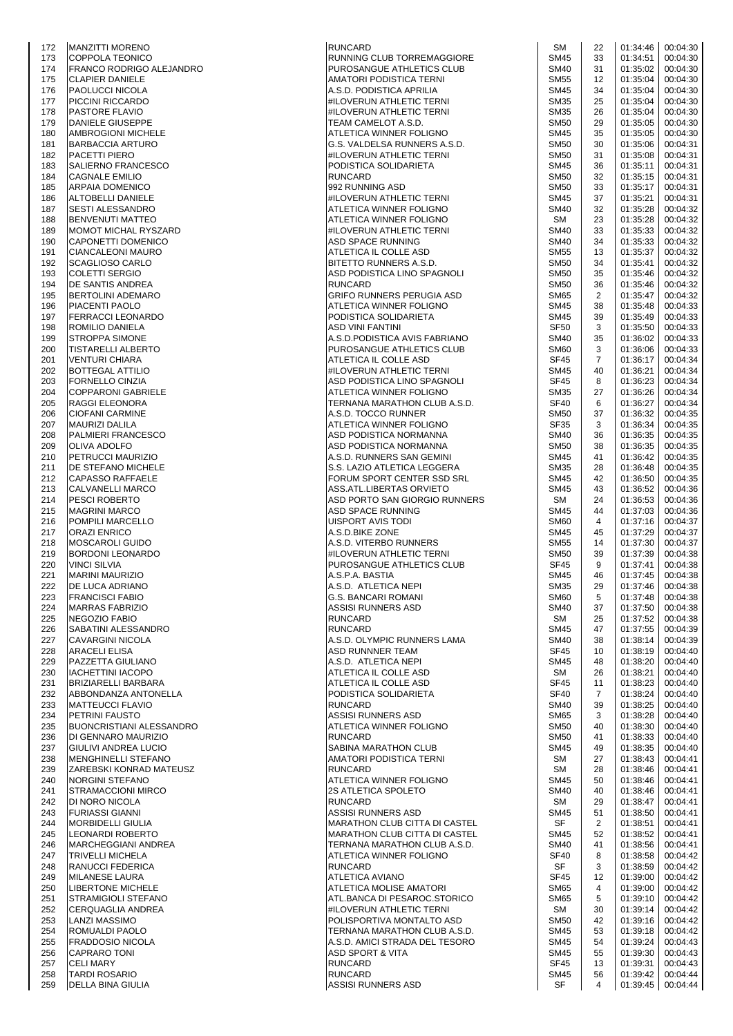| | | | | | | |
|---|---|---|---|---|---|---|
| 172 | MANZITTI MORENO | RUNCARD | SM | 22 | 01:34:46 | 00:04:30 |
| 173 | COPPOLA TEONICO | RUNNING CLUB TORREMAGGIORE | SM45 | 33 | 01:34:51 | 00:04:30 |
| 174 | FRANCO RODRIGO ALEJANDRO | PUROSANGUE ATHLETICS CLUB | SM40 | 31 | 01:35:02 | 00:04:30 |
| 175 | CLAPIER DANIELE | AMATORI PODISTICA TERNI | SM55 | 12 | 01:35:04 | 00:04:30 |
| 176 | PAOLUCCI NICOLA | A.S.D. PODISTICA APRILIA | SM45 | 34 | 01:35:04 | 00:04:30 |
| 177 | PICCINI RICCARDO | #ILOVERUN ATHLETIC TERNI | SM35 | 25 | 01:35:04 | 00:04:30 |
| 178 | PASTORE FLAVIO | #ILOVERUN ATHLETIC TERNI | SM35 | 26 | 01:35:04 | 00:04:30 |
| 179 | DANIELE GIUSEPPE | TEAM CAMELOT A.S.D. | SM50 | 29 | 01:35:05 | 00:04:30 |
| 180 | AMBROGIONI MICHELE | ATLETICA WINNER FOLIGNO | SM45 | 35 | 01:35:05 | 00:04:30 |
| 181 | BARBACCIA ARTURO | G.S. VALDELSA RUNNERS A.S.D. | SM50 | 30 | 01:35:06 | 00:04:31 |
| 182 | PACETTI PIERO | #ILOVERUN ATHLETIC TERNI | SM50 | 31 | 01:35:08 | 00:04:31 |
| 183 | SALIERNO FRANCESCO | PODISTICA SOLIDARIETA | SM45 | 36 | 01:35:11 | 00:04:31 |
| 184 | CAGNALE EMILIO | RUNCARD | SM50 | 32 | 01:35:15 | 00:04:31 |
| 185 | ARPAIA DOMENICO | 992 RUNNING ASD | SM50 | 33 | 01:35:17 | 00:04:31 |
| 186 | ALTOBELLI DANIELE | #ILOVERUN ATHLETIC TERNI | SM45 | 37 | 01:35:21 | 00:04:31 |
| 187 | SESTI ALESSANDRO | ATLETICA WINNER FOLIGNO | SM40 | 32 | 01:35:28 | 00:04:32 |
| 188 | BENVENUTI MATTEO | ATLETICA WINNER FOLIGNO | SM | 23 | 01:35:28 | 00:04:32 |
| 189 | MOMOT MICHAL RYSZARD | #ILOVERUN ATHLETIC TERNI | SM40 | 33 | 01:35:33 | 00:04:32 |
| 190 | CAPONETTI DOMENICO | ASD SPACE RUNNING | SM40 | 34 | 01:35:33 | 00:04:32 |
| 191 | CIANCALEONI MAURO | ATLETICA IL COLLE ASD | SM55 | 13 | 01:35:37 | 00:04:32 |
| 192 | SCAGLIOSO CARLO | BITETTO RUNNERS A.S.D. | SM50 | 34 | 01:35:41 | 00:04:32 |
| 193 | COLETTI SERGIO | ASD PODISTICA LINO SPAGNOLI | SM50 | 35 | 01:35:46 | 00:04:32 |
| 194 | DE SANTIS ANDREA | RUNCARD | SM50 | 36 | 01:35:46 | 00:04:32 |
| 195 | BERTOLINI ADEMARO | GRIFO RUNNERS PERUGIA ASD | SM65 | 2 | 01:35:47 | 00:04:32 |
| 196 | PIACENTI PAOLO | ATLETICA WINNER FOLIGNO | SM45 | 38 | 01:35:48 | 00:04:33 |
| 197 | FERRACCI LEONARDO | PODISTICA SOLIDARIETA | SM45 | 39 | 01:35:49 | 00:04:33 |
| 198 | ROMILIO DANIELA | ASD VINI FANTINI | SF50 | 3 | 01:35:50 | 00:04:33 |
| 199 | STROPPA SIMONE | A.S.D.PODISTICA AVIS FABRIANO | SM40 | 35 | 01:36:02 | 00:04:33 |
| 200 | TISTARELLI ALBERTO | PUROSANGUE ATHLETICS CLUB | SM60 | 3 | 01:36:06 | 00:04:33 |
| 201 | VENTURI CHIARA | ATLETICA IL COLLE ASD | SF45 | 7 | 01:36:17 | 00:04:34 |
| 202 | BOTTEGAL ATTILIO | #ILOVERUN ATHLETIC TERNI | SM45 | 40 | 01:36:21 | 00:04:34 |
| 203 | FORNELLO CINZIA | ASD PODISTICA LINO SPAGNOLI | SF45 | 8 | 01:36:23 | 00:04:34 |
| 204 | COPPARONI GABRIELE | ATLETICA WINNER FOLIGNO | SM35 | 27 | 01:36:26 | 00:04:34 |
| 205 | RAGGI ELEONORA | TERNANA MARATHON CLUB A.S.D. | SF40 | 6 | 01:36:27 | 00:04:34 |
| 206 | CIOFANI CARMINE | A.S.D. TOCCO RUNNER | SM50 | 37 | 01:36:32 | 00:04:35 |
| 207 | MAURIZI DALILA | ATLETICA WINNER FOLIGNO | SF35 | 3 | 01:36:34 | 00:04:35 |
| 208 | PALMIERI FRANCESCO | ASD PODISTICA NORMANNA | SM40 | 36 | 01:36:35 | 00:04:35 |
| 209 | OLIVA ADOLFO | ASD PODISTICA NORMANNA | SM50 | 38 | 01:36:35 | 00:04:35 |
| 210 | PETRUCCI MAURIZIO | A.S.D. RUNNERS SAN GEMINI | SM45 | 41 | 01:36:42 | 00:04:35 |
| 211 | DE STEFANO MICHELE | S.S. LAZIO ATLETICA LEGGERA | SM35 | 28 | 01:36:48 | 00:04:35 |
| 212 | CAPASSO RAFFAELE | FORUM SPORT CENTER SSD SRL | SM45 | 42 | 01:36:50 | 00:04:35 |
| 213 | CALVANELLI MARCO | ASS.ATL.LIBERTAS ORVIETO | SM45 | 43 | 01:36:52 | 00:04:36 |
| 214 | PESCI ROBERTO | ASD PORTO SAN GIORGIO RUNNERS | SM | 24 | 01:36:53 | 00:04:36 |
| 215 | MAGRINI MARCO | ASD SPACE RUNNING | SM45 | 44 | 01:37:03 | 00:04:36 |
| 216 | POMPILI MARCELLO | UISPORT AVIS TODI | SM60 | 4 | 01:37:16 | 00:04:37 |
| 217 | ORAZI ENRICO | A.S.D.BIKE ZONE | SM45 | 45 | 01:37:29 | 00:04:37 |
| 218 | MOSCAROLI GUIDO | A.S.D. VITERBO RUNNERS | SM55 | 14 | 01:37:30 | 00:04:37 |
| 219 | BORDONI LEONARDO | #ILOVERUN ATHLETIC TERNI | SM50 | 39 | 01:37:39 | 00:04:38 |
| 220 | VINCI SILVIA | PUROSANGUE ATHLETICS CLUB | SF45 | 9 | 01:37:41 | 00:04:38 |
| 221 | MARINI MAURIZIO | A.S.P.A. BASTIA | SM45 | 46 | 01:37:45 | 00:04:38 |
| 222 | DE LUCA ADRIANO | A.S.D. ATLETICA NEPI | SM35 | 29 | 01:37:46 | 00:04:38 |
| 223 | FRANCISCI FABIO | G.S. BANCARI ROMANI | SM60 | 5 | 01:37:48 | 00:04:38 |
| 224 | MARRAS FABRIZIO | ASSISI RUNNERS ASD | SM40 | 37 | 01:37:50 | 00:04:38 |
| 225 | NEGOZIO FABIO | RUNCARD | SM | 25 | 01:37:52 | 00:04:38 |
| 226 | SABATINI ALESSANDRO | RUNCARD | SM45 | 47 | 01:37:55 | 00:04:39 |
| 227 | CAVARGINI NICOLA | A.S.D. OLYMPIC RUNNERS LAMA | SM40 | 38 | 01:38:14 | 00:04:39 |
| 228 | ARACELI ELISA | ASD RUNNNER TEAM | SF45 | 10 | 01:38:19 | 00:04:40 |
| 229 | PAZZETTA GIULIANO | A.S.D. ATLETICA NEPI | SM45 | 48 | 01:38:20 | 00:04:40 |
| 230 | IACHETTINI IACOPO | ATLETICA IL COLLE ASD | SM | 26 | 01:38:21 | 00:04:40 |
| 231 | BRIZIARELLI BARBARA | ATLETICA IL COLLE ASD | SF45 | 11 | 01:38:23 | 00:04:40 |
| 232 | ABBONDANZA ANTONELLA | PODISTICA SOLIDARIETA | SF40 | 7 | 01:38:24 | 00:04:40 |
| 233 | MATTEUCCI FLAVIO | RUNCARD | SM40 | 39 | 01:38:25 | 00:04:40 |
| 234 | PETRINI FAUSTO | ASSISI RUNNERS ASD | SM65 | 3 | 01:38:28 | 00:04:40 |
| 235 | BUONCRISTIANI ALESSANDRO | ATLETICA WINNER FOLIGNO | SM50 | 40 | 01:38:30 | 00:04:40 |
| 236 | DI GENNARO MAURIZIO | RUNCARD | SM50 | 41 | 01:38:33 | 00:04:40 |
| 237 | GIULIVI ANDREA LUCIO | SABINA MARATHON CLUB | SM45 | 49 | 01:38:35 | 00:04:40 |
| 238 | MENGHINELLI STEFANO | AMATORI PODISTICA TERNI | SM | 27 | 01:38:43 | 00:04:41 |
| 239 | ZAREBSKI KONRAD MATEUSZ | RUNCARD | SM | 28 | 01:38:46 | 00:04:41 |
| 240 | NORGINI STEFANO | ATLETICA WINNER FOLIGNO | SM45 | 50 | 01:38:46 | 00:04:41 |
| 241 | STRAMACCIONI MIRCO | 2S ATLETICA SPOLETO | SM40 | 40 | 01:38:46 | 00:04:41 |
| 242 | DI NORO NICOLA | RUNCARD | SM | 29 | 01:38:47 | 00:04:41 |
| 243 | FURIASSI GIANNI | ASSISI RUNNERS ASD | SM45 | 51 | 01:38:50 | 00:04:41 |
| 244 | MORBIDELLI GIULIA | MARATHON CLUB CITTA DI CASTEL | SF | 2 | 01:38:51 | 00:04:41 |
| 245 | LEONARDI ROBERTO | MARATHON CLUB CITTA DI CASTEL | SM45 | 52 | 01:38:52 | 00:04:41 |
| 246 | MARCHEGGIANI ANDREA | TERNANA MARATHON CLUB A.S.D. | SM40 | 41 | 01:38:56 | 00:04:41 |
| 247 | TRIVELLI MICHELA | ATLETICA WINNER FOLIGNO | SF40 | 8 | 01:38:58 | 00:04:42 |
| 248 | RANUCCI FEDERICA | RUNCARD | SF | 3 | 01:38:59 | 00:04:42 |
| 249 | MILANESE LAURA | ATLETICA AVIANO | SF45 | 12 | 01:39:00 | 00:04:42 |
| 250 | LIBERTONE MICHELE | ATLETICA MOLISE AMATORI | SM65 | 4 | 01:39:00 | 00:04:42 |
| 251 | STRAMIGIOLI STEFANO | ATL.BANCA DI PESAROC.STORICO | SM65 | 5 | 01:39:10 | 00:04:42 |
| 252 | CERQUAGLIA ANDREA | #ILOVERUN ATHLETIC TERNI | SM | 30 | 01:39:14 | 00:04:42 |
| 253 | LANZI MASSIMO | POLISPORTIVA MONTALTO ASD | SM50 | 42 | 01:39:16 | 00:04:42 |
| 254 | ROMUALDI PAOLO | TERNANA MARATHON CLUB A.S.D. | SM45 | 53 | 01:39:18 | 00:04:42 |
| 255 | FRADDOSIO NICOLA | A.S.D. AMICI STRADA DEL TESORO | SM45 | 54 | 01:39:24 | 00:04:43 |
| 256 | CAPRARO TONI | ASD SPORT & VITA | SM45 | 55 | 01:39:30 | 00:04:43 |
| 257 | CELI MARY | RUNCARD | SF45 | 13 | 01:39:31 | 00:04:43 |
| 258 | TARDI ROSARIO | RUNCARD | SM45 | 56 | 01:39:42 | 00:04:44 |
| 259 | DELLA BINA GIULIA | ASSISI RUNNERS ASD | SF | 4 | 01:39:45 | 00:04:44 |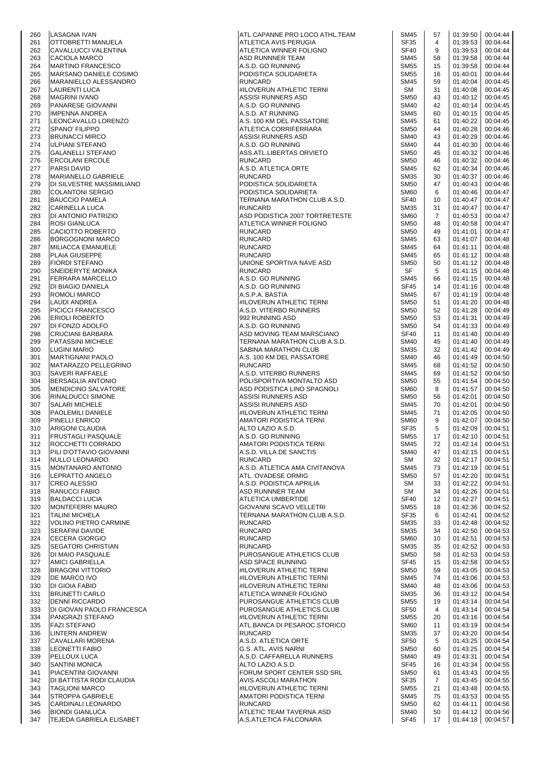| | | | | | | |
|---|---|---|---|---|---|---|
| 260 | LASAGNA IVAN | ATL.CAPANNE PRO LOCO ATHL.TEAM | SM45 | 57 | 01:39:50 | 00:04:44 |
| 261 | OTTOBRETTI MANUELA | ATLETICA AVIS PERUGIA | SF35 | 4 | 01:39:53 | 00:04:44 |
| 262 | CAVALLUCCI VALENTINA | ATLETICA WINNER FOLIGNO | SF40 | 9 | 01:39:53 | 00:04:44 |
| 263 | CACIOLA MARCO | ASD RUNNNER TEAM | SM45 | 58 | 01:39:58 | 00:04:44 |
| 264 | MARTINO FRANCESCO | A.S.D. GO RUNNING | SM55 | 15 | 01:39:58 | 00:04:44 |
| 265 | MARSANO DANIELE COSIMO | PODISTICA SOLIDARIETA | SM55 | 16 | 01:40:01 | 00:04:44 |
| 266 | MARANIELLO ALESSANDRO | RUNCARD | SM45 | 59 | 01:40:04 | 00:04:45 |
| 267 | LAURENTI LUCA | #ILOVERUN ATHLETIC TERNI | SM | 31 | 01:40:08 | 00:04:45 |
| 268 | MAGRINI IVANO | ASSISI RUNNERS ASD | SM50 | 43 | 01:40:12 | 00:04:45 |
| 269 | PANARESE GIOVANNI | A.S.D. GO RUNNING | SM40 | 42 | 01:40:14 | 00:04:45 |
| 270 | IMPENNA ANDREA | A.S.D. AT RUNNING | SM45 | 60 | 01:40:15 | 00:04:45 |
| 271 | LEONCAVALLO LORENZO | A.S. 100 KM DEL PASSATORE | SM45 | 61 | 01:40:22 | 00:04:45 |
| 272 | SPANO' FILIPPO | ATLETICA CORRIFERRARA | SM50 | 44 | 01:40:28 | 00:04:46 |
| 273 | BRUNACCI MIRCO | ASSISI RUNNERS ASD | SM40 | 43 | 01:40:29 | 00:04:46 |
| 274 | ULPIANI STEFANO | A.S.D. GO RUNNING | SM40 | 44 | 01:40:30 | 00:04:46 |
| 275 | GALANELLI STEFANO | ASS.ATL.LIBERTAS ORVIETO | SM50 | 45 | 01:40:32 | 00:04:46 |
| 276 | ERCOLANI ERCOLE | RUNCARD | SM50 | 46 | 01:40:32 | 00:04:46 |
| 277 | PARSI DAVID | A.S.D. ATLETICA ORTE | SM45 | 62 | 01:40:34 | 00:04:46 |
| 278 | MARIANELLO GABRIELE | RUNCARD | SM35 | 30 | 01:40:37 | 00:04:46 |
| 279 | DI SILVESTRE MASSIMILIANO | PODISTICA SOLIDARIETA | SM50 | 47 | 01:40:43 | 00:04:46 |
| 280 | COLANTONI SERGIO | PODISTICA SOLIDARIETA | SM60 | 6 | 01:40:46 | 00:04:47 |
| 281 | BAUCCIO PAMELA | TERNANA MARATHON CLUB A.S.D. | SF40 | 10 | 01:40:47 | 00:04:47 |
| 282 | CARINELLA LUCA | RUNCARD | SM35 | 31 | 01:40:47 | 00:04:47 |
| 283 | DI ANTONIO PATRIZIO | ASD PODISTICA 2007 TORTRETESTE | SM60 | 7 | 01:40:53 | 00:04:47 |
| 284 | ROSI GIANLUCA | ATLETICA WINNER FOLIGNO | SM50 | 48 | 01:40:58 | 00:04:47 |
| 285 | CACIOTTO ROBERTO | RUNCARD | SM50 | 49 | 01:41:01 | 00:04:47 |
| 286 | BORGOGNONI MARCO | RUNCARD | SM45 | 63 | 01:41:07 | 00:04:48 |
| 287 | MILIACCA EMANUELE | RUNCARD | SM45 | 64 | 01:41:11 | 00:04:48 |
| 288 | PLAIA GIUSEPPE | RUNCARD | SM45 | 65 | 01:41:12 | 00:04:48 |
| 289 | FIORDI STEFANO | UNIONE SPORTIVA NAVE ASD | SM50 | 50 | 01:41:12 | 00:04:48 |
| 290 | SNEIDERYTE MONIKA | RUNCARD | SF | 5 | 01:41:15 | 00:04:48 |
| 291 | FERRARA MARCELLO | A.S.D. GO RUNNING | SM45 | 66 | 01:41:15 | 00:04:48 |
| 292 | DI BIAGIO DANIELA | A.S.D. GO RUNNING | SF45 | 14 | 01:41:16 | 00:04:48 |
| 293 | ROMOLI MARCO | A.S.P.A. BASTIA | SM45 | 67 | 01:41:19 | 00:04:48 |
| 294 | LAUDI ANDREA | #ILOVERUN ATHLETIC TERNI | SM50 | 51 | 01:41:20 | 00:04:48 |
| 295 | PICICCI FRANCESCO | A.S.D. VITERBO RUNNERS | SM50 | 52 | 01:41:28 | 00:04:49 |
| 296 | ERIOLI ROBERTO | 992 RUNNING ASD | SM50 | 53 | 01:41:31 | 00:04:49 |
| 297 | DI FONZO ADOLFO | A.S.D. GO RUNNING | SM50 | 54 | 01:41:33 | 00:04:49 |
| 298 | CRUCIANI BARBARA | ASD MOVING TEAM MARSCIANO | SF40 | 11 | 01:41:40 | 00:04:49 |
| 299 | PATASSINI MICHELE | TERNANA MARATHON CLUB A.S.D. | SM40 | 45 | 01:41:40 | 00:04:49 |
| 300 | LUGINI MARIO | SABINA MARATHON CLUB | SM35 | 32 | 01:41:42 | 00:04:49 |
| 301 | MARTIGNANI PAOLO | A.S. 100 KM DEL PASSATORE | SM40 | 46 | 01:41:49 | 00:04:50 |
| 302 | MATARAZZO PELLEGRINO | RUNCARD | SM45 | 68 | 01:41:52 | 00:04:50 |
| 303 | SAVERI RAFFAELE | A.S.D. VITERBO RUNNERS | SM45 | 69 | 01:41:52 | 00:04:50 |
| 304 | BERSAGLIA ANTONIO | POLISPORTIVA MONTALTO ASD | SM50 | 55 | 01:41:54 | 00:04:50 |
| 305 | MENDICINO SALVATORE | ASD PODISTICA LINO SPAGNOLI | SM60 | 8 | 01:41:57 | 00:04:50 |
| 306 | RINALDUCCI SIMONE | ASSISI RUNNERS ASD | SM50 | 56 | 01:42:01 | 00:04:50 |
| 307 | SALARI MICHELE | ASSISI RUNNERS ASD | SM45 | 70 | 01:42:01 | 00:04:50 |
| 308 | PAOLEMILI DANIELE | #ILOVERUN ATHLETIC TERNI | SM45 | 71 | 01:42:05 | 00:04:50 |
| 309 | PINELLI ENRICO | AMATORI PODISTICA TERNI | SM60 | 9 | 01:42:07 | 00:04:50 |
| 310 | ARIGONI CLAUDIA | ALTO LAZIO A.S.D. | SF35 | 5 | 01:42:09 | 00:04:51 |
| 311 | FRUSTAGLI PASQUALE | A.S.D. GO RUNNING | SM55 | 17 | 01:42:10 | 00:04:51 |
| 312 | ROCCHETTI CORRADO | AMATORI PODISTICA TERNI | SM45 | 72 | 01:42:14 | 00:04:51 |
| 313 | PILI D'OTTAVIO GIOVANNI | A.S.D. VILLA DE SANCTIS | SM40 | 47 | 01:42:15 | 00:04:51 |
| 314 | NULLO LEONARDO | RUNCARD | SM | 32 | 01:42:17 | 00:04:51 |
| 315 | MONTANARO ANTONIO | A.S.D. ATLETICA AMA CIVITANOVA | SM45 | 73 | 01:42:19 | 00:04:51 |
| 316 | LEPRATTO ANGELO | ATL. OVADESE ORMIG | SM50 | 57 | 01:42:20 | 00:04:51 |
| 317 | CREO ALESSIO | A.S.D. PODISTICA APRILIA | SM | 33 | 01:42:22 | 00:04:51 |
| 318 | RANUCCI FABIO | ASD RUNNNER TEAM | SM | 34 | 01:42:26 | 00:04:51 |
| 319 | BALDACCI LUCIA | ATLETICA UMBERTIDE | SF40 | 12 | 01:42:27 | 00:04:51 |
| 320 | MONTEFERRI MAURO | GIOVANNI SCAVO VELLETRI | SM55 | 18 | 01:42:36 | 00:04:52 |
| 321 | TALINI MICHELA | TERNANA MARATHON CLUB A.S.D. | SF35 | 6 | 01:42:41 | 00:04:52 |
| 322 | VOLINO PIETRO CARMINE | RUNCARD | SM35 | 33 | 01:42:48 | 00:04:52 |
| 323 | SERAFINI DAVIDE | RUNCARD | SM35 | 34 | 01:42:50 | 00:04:53 |
| 324 | CECERA GIORGIO | RUNCARD | SM60 | 10 | 01:42:51 | 00:04:53 |
| 325 | SEGATORI CHRISTIAN | RUNCARD | SM35 | 35 | 01:42:52 | 00:04:53 |
| 326 | DI MAIO PASQUALE | PUROSANGUE ATHLETICS CLUB | SM50 | 58 | 01:42:53 | 00:04:53 |
| 327 | AMICI GABRIELLA | ASD SPACE RUNNING | SF45 | 15 | 01:42:58 | 00:04:53 |
| 328 | BRAGONI VITTORIO | #ILOVERUN ATHLETIC TERNI | SM50 | 59 | 01:43:05 | 00:04:53 |
| 329 | DE MARCO IVO | #ILOVERUN ATHLETIC TERNI | SM45 | 74 | 01:43:06 | 00:04:53 |
| 330 | DI GIOIA FABIO | #ILOVERUN ATHLETIC TERNI | SM40 | 48 | 01:43:06 | 00:04:53 |
| 331 | BRUNETTI CARLO | ATLETICA WINNER FOLIGNO | SM35 | 36 | 01:43:12 | 00:04:54 |
| 332 | DENNI RICCARDO | PUROSANGUE ATHLETICS CLUB | SM55 | 19 | 01:43:14 | 00:04:54 |
| 333 | DI GIOVAN PAOLO FRANCESCA | PUROSANGUE ATHLETICS CLUB | SF50 | 4 | 01:43:14 | 00:04:54 |
| 334 | PANGRAZI STEFANO | #ILOVERUN ATHLETIC TERNI | SM55 | 20 | 01:43:16 | 00:04:54 |
| 335 | FAZI STEFANO | ATL.BANCA DI PESAROC.STORICO | SM60 | 11 | 01:43:19 | 00:04:54 |
| 336 | LINTERN ANDREW | RUNCARD | SM35 | 37 | 01:43:20 | 00:04:54 |
| 337 | CAVALLARI MORENA | A.S.D. ATLETICA ORTE | SF50 | 5 | 01:43:25 | 00:04:54 |
| 338 | LEONETTI FABIO | G.S. ATL. AVIS NARNI | SM50 | 60 | 01:43:25 | 00:04:54 |
| 339 | PELLOUX LUCA | A.S.D. CAFFARELLA RUNNERS | SM40 | 49 | 01:43:31 | 00:04:54 |
| 340 | SANTINI MONICA | ALTO LAZIO A.S.D. | SF45 | 16 | 01:43:34 | 00:04:55 |
| 341 | PIACENTINI GIOVANNI | FORUM SPORT CENTER SSD SRL | SM50 | 61 | 01:43:43 | 00:04:55 |
| 342 | DI BATTISTA RODI CLAUDIA | AVIS ASCOLI MARATHON | SF35 | 7 | 01:43:45 | 00:04:55 |
| 343 | TAGLIONI MARCO | #ILOVERUN ATHLETIC TERNI | SM55 | 21 | 01:43:48 | 00:04:55 |
| 344 | STROPPA GABRIELE | AMATORI PODISTICA TERNI | SM45 | 75 | 01:43:53 | 00:04:55 |
| 345 | CARDINALI LEONARDO | RUNCARD | SM50 | 62 | 01:44:11 | 00:04:56 |
| 346 | BIONDI GIANLUCA | ATLETIC TEAM TAVERNA ASD | SM40 | 50 | 01:44:12 | 00:04:56 |
| 347 | TEJEDA GABRIELA ELISABET | A.S.ATLETICA FALCONARA | SF45 | 17 | 01:44:18 | 00:04:57 |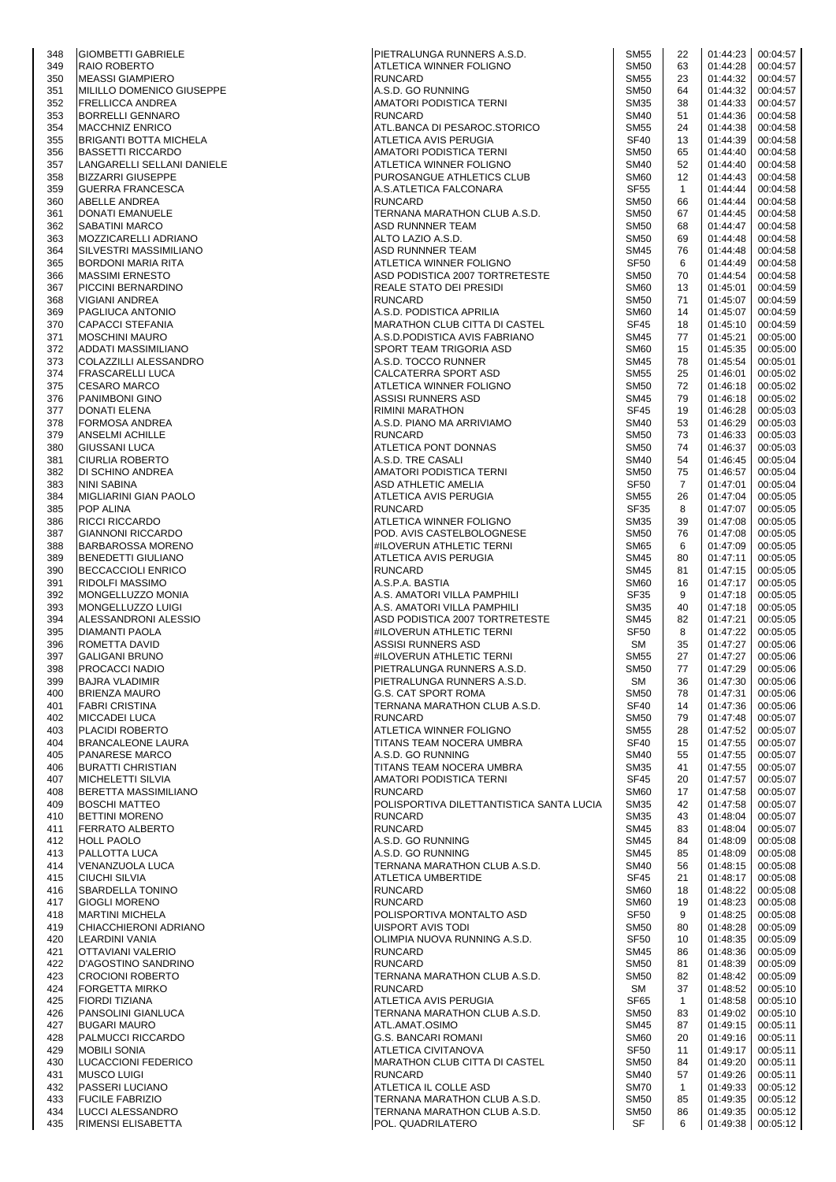| | | | | | | |
|---|---|---|---|---|---|---|
| 348 | GIOMBETTI GABRIELE | PIETRALUNGA RUNNERS A.S.D. | SM55 | 22 | 01:44:23 | 00:04:57 |
| 349 | RAIO ROBERTO | ATLETICA WINNER FOLIGNO | SM50 | 63 | 01:44:28 | 00:04:57 |
| 350 | MEASSI GIAMPIERO | RUNCARD | SM55 | 23 | 01:44:32 | 00:04:57 |
| 351 | MILILLO DOMENICO GIUSEPPE | A.S.D. GO RUNNING | SM50 | 64 | 01:44:32 | 00:04:57 |
| 352 | FRELLICCA ANDREA | AMATORI PODISTICA TERNI | SM35 | 38 | 01:44:33 | 00:04:57 |
| 353 | BORRELLI GENNARO | RUNCARD | SM40 | 51 | 01:44:36 | 00:04:58 |
| 354 | MACCHNIZ ENRICO | ATL.BANCA DI PESAROC.STORICO | SM55 | 24 | 01:44:38 | 00:04:58 |
| 355 | BRIGANTI BOTTA MICHELA | ATLETICA AVIS PERUGIA | SF40 | 13 | 01:44:39 | 00:04:58 |
| 356 | BASSETTI RICCARDO | AMATORI PODISTICA TERNI | SM50 | 65 | 01:44:40 | 00:04:58 |
| 357 | LANGARELLI SELLANI DANIELE | ATLETICA WINNER FOLIGNO | SM40 | 52 | 01:44:40 | 00:04:58 |
| 358 | BIZZARRI GIUSEPPE | PUROSANGUE ATHLETICS CLUB | SM60 | 12 | 01:44:43 | 00:04:58 |
| 359 | GUERRA FRANCESCA | A.S.ATLETICA FALCONARA | SF55 | 1 | 01:44:44 | 00:04:58 |
| 360 | ABELLE ANDREA | RUNCARD | SM50 | 66 | 01:44:44 | 00:04:58 |
| 361 | DONATI EMANUELE | TERNANA MARATHON CLUB A.S.D. | SM50 | 67 | 01:44:45 | 00:04:58 |
| 362 | SABATINI MARCO | ASD RUNNNER TEAM | SM50 | 68 | 01:44:47 | 00:04:58 |
| 363 | MOZZICARELLI ADRIANO | ALTO LAZIO A.S.D. | SM50 | 69 | 01:44:48 | 00:04:58 |
| 364 | SILVESTRI MASSIMILIANO | ASD RUNNNER TEAM | SM45 | 76 | 01:44:48 | 00:04:58 |
| 365 | BORDONI MARIA RITA | ATLETICA WINNER FOLIGNO | SF50 | 6 | 01:44:49 | 00:04:58 |
| 366 | MASSIMI ERNESTO | ASD PODISTICA 2007 TORTRETESTE | SM50 | 70 | 01:44:54 | 00:04:58 |
| 367 | PICCINI BERNARDINO | REALE STATO DEI PRESIDI | SM60 | 13 | 01:45:01 | 00:04:59 |
| 368 | VIGIANI ANDREA | RUNCARD | SM50 | 71 | 01:45:07 | 00:04:59 |
| 369 | PAGLIUCA ANTONIO | A.S.D. PODISTICA APRILIA | SM60 | 14 | 01:45:07 | 00:04:59 |
| 370 | CAPACCI STEFANIA | MARATHON CLUB CITTA DI CASTEL | SF45 | 18 | 01:45:10 | 00:04:59 |
| 371 | MOSCHINI MAURO | A.S.D.PODISTICA AVIS FABRIANO | SM45 | 77 | 01:45:21 | 00:05:00 |
| 372 | ADDATI MASSIMILIANO | SPORT TEAM TRIGORIA ASD | SM60 | 15 | 01:45:35 | 00:05:00 |
| 373 | COLAZZILLI ALESSANDRO | A.S.D. TOCCO RUNNER | SM45 | 78 | 01:45:54 | 00:05:01 |
| 374 | FRASCARELLI LUCA | CALCATERRA SPORT ASD | SM55 | 25 | 01:46:01 | 00:05:02 |
| 375 | CESARO MARCO | ATLETICA WINNER FOLIGNO | SM50 | 72 | 01:46:18 | 00:05:02 |
| 376 | PANIMBONI GINO | ASSISI RUNNERS ASD | SM45 | 79 | 01:46:18 | 00:05:02 |
| 377 | DONATI ELENA | RIMINI MARATHON | SF45 | 19 | 01:46:28 | 00:05:03 |
| 378 | FORMOSA ANDREA | A.S.D. PIANO MA ARRIVIAMO | SM40 | 53 | 01:46:29 | 00:05:03 |
| 379 | ANSELMI ACHILLE | RUNCARD | SM50 | 73 | 01:46:33 | 00:05:03 |
| 380 | GIUSSANI LUCA | ATLETICA PONT DONNAS | SM50 | 74 | 01:46:37 | 00:05:03 |
| 381 | CIURLIA ROBERTO | A.S.D. TRE CASALI | SM40 | 54 | 01:46:45 | 00:05:04 |
| 382 | DI SCHINO ANDREA | AMATORI PODISTICA TERNI | SM50 | 75 | 01:46:57 | 00:05:04 |
| 383 | NINI SABINA | ASD ATHLETIC AMELIA | SF50 | 7 | 01:47:01 | 00:05:04 |
| 384 | MIGLIARINI GIAN PAOLO | ATLETICA AVIS PERUGIA | SM55 | 26 | 01:47:04 | 00:05:05 |
| 385 | POP ALINA | RUNCARD | SF35 | 8 | 01:47:07 | 00:05:05 |
| 386 | RICCI RICCARDO | ATLETICA WINNER FOLIGNO | SM35 | 39 | 01:47:08 | 00:05:05 |
| 387 | GIANNONI RICCARDO | POD. AVIS CASTELBOLOGNESE | SM50 | 76 | 01:47:08 | 00:05:05 |
| 388 | BARBAROSSA MORENO | #ILOVERUN ATHLETIC TERNI | SM65 | 6 | 01:47:09 | 00:05:05 |
| 389 | BENEDETTI GIULIANO | ATLETICA AVIS PERUGIA | SM45 | 80 | 01:47:11 | 00:05:05 |
| 390 | BECCACCIOLI ENRICO | RUNCARD | SM45 | 81 | 01:47:15 | 00:05:05 |
| 391 | RIDOLFI MASSIMO | A.S.P.A. BASTIA | SM60 | 16 | 01:47:17 | 00:05:05 |
| 392 | MONGELLUZZO MONIA | A.S. AMATORI VILLA PAMPHILI | SF35 | 9 | 01:47:18 | 00:05:05 |
| 393 | MONGELLUZZO LUIGI | A.S. AMATORI VILLA PAMPHILI | SM35 | 40 | 01:47:18 | 00:05:05 |
| 394 | ALESSANDRONI ALESSIO | ASD PODISTICA 2007 TORTRETESTE | SM45 | 82 | 01:47:21 | 00:05:05 |
| 395 | DIAMANTI PAOLA | #ILOVERUN ATHLETIC TERNI | SF50 | 8 | 01:47:22 | 00:05:05 |
| 396 | ROMETTA DAVID | ASSISI RUNNERS ASD | SM | 35 | 01:47:27 | 00:05:06 |
| 397 | GALIGANI BRUNO | #ILOVERUN ATHLETIC TERNI | SM55 | 27 | 01:47:27 | 00:05:06 |
| 398 | PROCACCI NADIO | PIETRALUNGA RUNNERS A.S.D. | SM50 | 77 | 01:47:29 | 00:05:06 |
| 399 | BAJRA VLADIMIR | PIETRALUNGA RUNNERS A.S.D. | SM | 36 | 01:47:30 | 00:05:06 |
| 400 | BRIENZA MAURO | G.S. CAT SPORT ROMA | SM50 | 78 | 01:47:31 | 00:05:06 |
| 401 | FABRI CRISTINA | TERNANA MARATHON CLUB A.S.D. | SF40 | 14 | 01:47:36 | 00:05:06 |
| 402 | MICCADEI LUCA | RUNCARD | SM50 | 79 | 01:47:48 | 00:05:07 |
| 403 | PLACIDI ROBERTO | ATLETICA WINNER FOLIGNO | SM55 | 28 | 01:47:52 | 00:05:07 |
| 404 | BRANCALEONE LAURA | TITANS TEAM NOCERA UMBRA | SF40 | 15 | 01:47:55 | 00:05:07 |
| 405 | PANARESE MARCO | A.S.D. GO RUNNING | SM40 | 55 | 01:47:55 | 00:05:07 |
| 406 | BURATTI CHRISTIAN | TITANS TEAM NOCERA UMBRA | SM35 | 41 | 01:47:55 | 00:05:07 |
| 407 | MICHELETTI SILVIA | AMATORI PODISTICA TERNI | SF45 | 20 | 01:47:57 | 00:05:07 |
| 408 | BERETTA MASSIMILIANO | RUNCARD | SM60 | 17 | 01:47:58 | 00:05:07 |
| 409 | BOSCHI MATTEO | POLISPORTIVA DILETTANTISTICA SANTA LUCIA | SM35 | 42 | 01:47:58 | 00:05:07 |
| 410 | BETTINI MORENO | RUNCARD | SM35 | 43 | 01:48:04 | 00:05:07 |
| 411 | FERRATO ALBERTO | RUNCARD | SM45 | 83 | 01:48:04 | 00:05:07 |
| 412 | HOLL PAOLO | A.S.D. GO RUNNING | SM45 | 84 | 01:48:09 | 00:05:08 |
| 413 | PALLOTTA LUCA | A.S.D. GO RUNNING | SM45 | 85 | 01:48:09 | 00:05:08 |
| 414 | VENANZUOLA LUCA | TERNANA MARATHON CLUB A.S.D. | SM40 | 56 | 01:48:15 | 00:05:08 |
| 415 | CIUCHI SILVIA | ATLETICA UMBERTIDE | SF45 | 21 | 01:48:17 | 00:05:08 |
| 416 | SBARDELLA TONINO | RUNCARD | SM60 | 18 | 01:48:22 | 00:05:08 |
| 417 | GIOGLI MORENO | RUNCARD | SM60 | 19 | 01:48:23 | 00:05:08 |
| 418 | MARTINI MICHELA | POLISPORTIVA MONTALTO ASD | SF50 | 9 | 01:48:25 | 00:05:08 |
| 419 | CHIACCHIERONI ADRIANO | UISPORT AVIS TODI | SM50 | 80 | 01:48:28 | 00:05:09 |
| 420 | LEARDINI VANIA | OLIMPIA NUOVA RUNNING A.S.D. | SF50 | 10 | 01:48:35 | 00:05:09 |
| 421 | OTTAVIANI VALERIO | RUNCARD | SM45 | 86 | 01:48:36 | 00:05:09 |
| 422 | D'AGOSTINO SANDRINO | RUNCARD | SM50 | 81 | 01:48:39 | 00:05:09 |
| 423 | CROCIONI ROBERTO | TERNANA MARATHON CLUB A.S.D. | SM50 | 82 | 01:48:42 | 00:05:09 |
| 424 | FORGETTA MIRKO | RUNCARD | SM | 37 | 01:48:52 | 00:05:10 |
| 425 | FIORDI TIZIANA | ATLETICA AVIS PERUGIA | SF65 | 1 | 01:48:58 | 00:05:10 |
| 426 | PANSOLINI GIANLUCA | TERNANA MARATHON CLUB A.S.D. | SM50 | 83 | 01:49:02 | 00:05:10 |
| 427 | BUGARI MAURO | ATL.AMAT.OSIMO | SM45 | 87 | 01:49:15 | 00:05:11 |
| 428 | PALMUCCI RICCARDO | G.S. BANCARI ROMANI | SM60 | 20 | 01:49:16 | 00:05:11 |
| 429 | MOBILI SONIA | ATLETICA CIVITANOVA | SF50 | 11 | 01:49:17 | 00:05:11 |
| 430 | LUCACCIONI FEDERICO | MARATHON CLUB CITTA DI CASTEL | SM50 | 84 | 01:49:20 | 00:05:11 |
| 431 | MUSCO LUIGI | RUNCARD | SM40 | 57 | 01:49:26 | 00:05:11 |
| 432 | PASSERI LUCIANO | ATLETICA IL COLLE ASD | SM70 | 1 | 01:49:33 | 00:05:12 |
| 433 | FUCILE FABRIZIO | TERNANA MARATHON CLUB A.S.D. | SM50 | 85 | 01:49:35 | 00:05:12 |
| 434 | LUCCI ALESSANDRO | TERNANA MARATHON CLUB A.S.D. | SM50 | 86 | 01:49:35 | 00:05:12 |
| 435 | RIMENSI ELISABETTA | POL. QUADRILATERO | SF | 6 | 01:49:38 | 00:05:12 |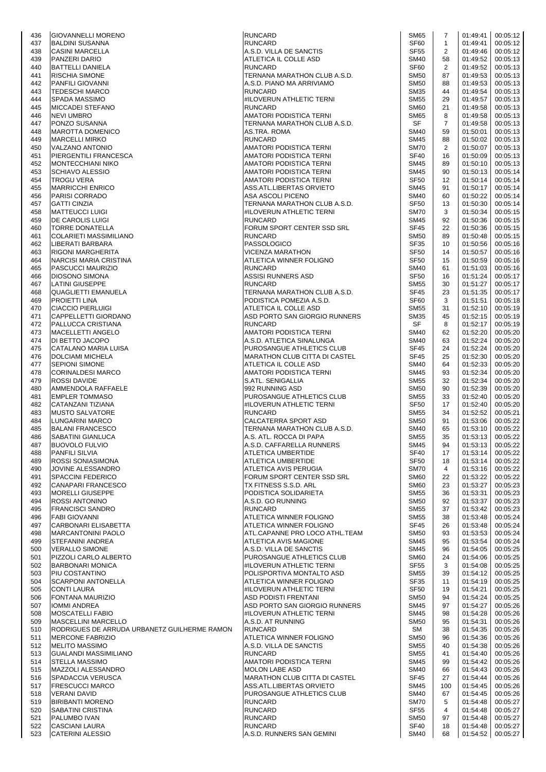| | | | | | | |
|---|---|---|---|---|---|---|
| 436 | GIOVANNELLI MORENO | RUNCARD | SM65 | 7 | 01:49:41 | 00:05:12 |
| 437 | BALDINI SUSANNA | RUNCARD | SF60 | 1 | 01:49:41 | 00:05:12 |
| 438 | CASINI MARCELLA | A.S.D. VILLA DE SANCTIS | SF55 | 2 | 01:49:46 | 00:05:12 |
| 439 | PANZERI DARIO | ATLETICA IL COLLE ASD | SM40 | 58 | 01:49:52 | 00:05:13 |
| 440 | BATTELLI DANIELA | RUNCARD | SF60 | 2 | 01:49:52 | 00:05:13 |
| 441 | RISCHIA SIMONE | TERNANA MARATHON CLUB A.S.D. | SM50 | 87 | 01:49:53 | 00:05:13 |
| 442 | PANFILI GIOVANNI | A.S.D. PIANO MA ARRIVIAMO | SM50 | 88 | 01:49:53 | 00:05:13 |
| 443 | TEDESCHI MARCO | RUNCARD | SM35 | 44 | 01:49:54 | 00:05:13 |
| 444 | SPADA MASSIMO | #ILOVERUN ATHLETIC TERNI | SM55 | 29 | 01:49:57 | 00:05:13 |
| 445 | MICCADEI STEFANO | RUNCARD | SM60 | 21 | 01:49:58 | 00:05:13 |
| 446 | NEVI UMBRO | AMATORI PODISTICA TERNI | SM65 | 8 | 01:49:58 | 00:05:13 |
| 447 | PONZO SUSANNA | TERNANA MARATHON CLUB A.S.D. | SF | 7 | 01:49:58 | 00:05:13 |
| 448 | MAROTTA DOMENICO | AS.TRA. ROMA | SM40 | 59 | 01:50:01 | 00:05:13 |
| 449 | MARCELLI MIRKO | RUNCARD | SM45 | 88 | 01:50:02 | 00:05:13 |
| 450 | VALZANO ANTONIO | AMATORI PODISTICA TERNI | SM70 | 2 | 01:50:07 | 00:05:13 |
| 451 | PIERGENTILI FRANCESCA | AMATORI PODISTICA TERNI | SF40 | 16 | 01:50:09 | 00:05:13 |
| 452 | MONTECCHIANI NIKO | AMATORI PODISTICA TERNI | SM45 | 89 | 01:50:10 | 00:05:13 |
| 453 | SCHIAVO ALESSIO | AMATORI PODISTICA TERNI | SM45 | 90 | 01:50:13 | 00:05:14 |
| 454 | TROGU VERA | AMATORI PODISTICA TERNI | SF50 | 12 | 01:50:14 | 00:05:14 |
| 455 | MARRICCHI ENRICO | ASS.ATL.LIBERTAS ORVIETO | SM45 | 91 | 01:50:17 | 00:05:14 |
| 456 | PARISI CORRADO | ASA ASCOLI PICENO | SM40 | 60 | 01:50:22 | 00:05:14 |
| 457 | GATTI CINZIA | TERNANA MARATHON CLUB A.S.D. | SF50 | 13 | 01:50:30 | 00:05:14 |
| 458 | MATTEUCCI LUIGI | #ILOVERUN ATHLETIC TERNI | SM70 | 3 | 01:50:34 | 00:05:15 |
| 459 | DE CAROLIS LUIGI | RUNCARD | SM45 | 92 | 01:50:36 | 00:05:15 |
| 460 | TORRE DONATELLA | FORUM SPORT CENTER SSD SRL | SF45 | 22 | 01:50:36 | 00:05:15 |
| 461 | COLARIETI MASSIMILIANO | RUNCARD | SM50 | 89 | 01:50:48 | 00:05:15 |
| 462 | LIBERATI BARBARA | PASSOLOGICO | SF35 | 10 | 01:50:56 | 00:05:16 |
| 463 | RIGONI MARGHERITA | VICENZA MARATHON | SF50 | 14 | 01:50:57 | 00:05:16 |
| 464 | NARCISI MARIA CRISTINA | ATLETICA WINNER FOLIGNO | SF50 | 15 | 01:50:59 | 00:05:16 |
| 465 | PASCUCCI MAURIZIO | RUNCARD | SM40 | 61 | 01:51:03 | 00:05:16 |
| 466 | DIOSONO SIMONA | ASSISI RUNNERS ASD | SF50 | 16 | 01:51:24 | 00:05:17 |
| 467 | LATINI GIUSEPPE | RUNCARD | SM55 | 30 | 01:51:27 | 00:05:17 |
| 468 | QUAGLIETTI EMANUELA | TERNANA MARATHON CLUB A.S.D. | SF45 | 23 | 01:51:35 | 00:05:17 |
| 469 | PROIETTI LINA | PODISTICA POMEZIA A.S.D. | SF60 | 3 | 01:51:51 | 00:05:18 |
| 470 | CIACCIO PIERLUIGI | ATLETICA IL COLLE ASD | SM55 | 31 | 01:52:10 | 00:05:19 |
| 471 | CAPPELLETTI GIORDANO | ASD PORTO SAN GIORGIO RUNNERS | SM35 | 45 | 01:52:15 | 00:05:19 |
| 472 | PALLUCCA CRISTIANA | RUNCARD | SF | 8 | 01:52:17 | 00:05:19 |
| 473 | MACELLETTI ANGELO | AMATORI PODISTICA TERNI | SM40 | 62 | 01:52:20 | 00:05:20 |
| 474 | DI BETTO JACOPO | A.S.D. ATLETICA SINALUNGA | SM40 | 63 | 01:52:24 | 00:05:20 |
| 475 | CATALANO MARIA LUISA | PUROSANGUE ATHLETICS CLUB | SF45 | 24 | 01:52:24 | 00:05:20 |
| 476 | DOLCIAMI MICHELA | MARATHON CLUB CITTA DI CASTEL | SF45 | 25 | 01:52:30 | 00:05:20 |
| 477 | SEPIONI SIMONE | ATLETICA IL COLLE ASD | SM40 | 64 | 01:52:33 | 00:05:20 |
| 478 | CORINALDESI MARCO | AMATORI PODISTICA TERNI | SM45 | 93 | 01:52:34 | 00:05:20 |
| 479 | ROSSI DAVIDE | S.ATL. SENIGALLIA | SM55 | 32 | 01:52:34 | 00:05:20 |
| 480 | AMMENDOLA RAFFAELE | 992 RUNNING ASD | SM50 | 90 | 01:52:39 | 00:05:20 |
| 481 | EMPLER TOMMASO | PUROSANGUE ATHLETICS CLUB | SM55 | 33 | 01:52:40 | 00:05:20 |
| 482 | CATANZANI TIZIANA | #ILOVERUN ATHLETIC TERNI | SF50 | 17 | 01:52:40 | 00:05:20 |
| 483 | MUSTO SALVATORE | RUNCARD | SM55 | 34 | 01:52:52 | 00:05:21 |
| 484 | LUNGARINI MARCO | CALCATERRA SPORT ASD | SM50 | 91 | 01:53:06 | 00:05:22 |
| 485 | BALANI FRANCESCO | TERNANA MARATHON CLUB A.S.D. | SM40 | 65 | 01:53:10 | 00:05:22 |
| 486 | SABATINI GIANLUCA | A.S. ATL. ROCCA DI PAPA | SM55 | 35 | 01:53:13 | 00:05:22 |
| 487 | BUOVOLO FULVIO | A.S.D. CAFFARELLA RUNNERS | SM45 | 94 | 01:53:13 | 00:05:22 |
| 488 | PANFILI SILVIA | ATLETICA UMBERTIDE | SF40 | 17 | 01:53:14 | 00:05:22 |
| 489 | ROSSI SONIASIMONA | ATLETICA UMBERTIDE | SF50 | 18 | 01:53:14 | 00:05:22 |
| 490 | JOVINE ALESSANDRO | ATLETICA AVIS PERUGIA | SM70 | 4 | 01:53:16 | 00:05:22 |
| 491 | SPACCINI FEDERICO | FORUM SPORT CENTER SSD SRL | SM60 | 22 | 01:53:22 | 00:05:22 |
| 492 | CANAPARI FRANCESCO | TX FITNESS S.S.D. ARL | SM60 | 23 | 01:53:27 | 00:05:23 |
| 493 | MORELLI GIUSEPPE | PODISTICA SOLIDARIETA | SM55 | 36 | 01:53:31 | 00:05:23 |
| 494 | ROSSI ANTONINO | A.S.D. GO RUNNING | SM50 | 92 | 01:53:37 | 00:05:23 |
| 495 | FRANCISCI SANDRO | RUNCARD | SM55 | 37 | 01:53:42 | 00:05:23 |
| 496 | FABI GIOVANNI | ATLETICA WINNER FOLIGNO | SM55 | 38 | 01:53:48 | 00:05:24 |
| 497 | CARBONARI ELISABETTA | ATLETICA WINNER FOLIGNO | SF45 | 26 | 01:53:48 | 00:05:24 |
| 498 | MARCANTONINI PAOLO | ATL.CAPANNE PRO LOCO ATHL.TEAM | SM50 | 93 | 01:53:53 | 00:05:24 |
| 499 | STEFANINI ANDREA | ATLETICA AVIS MAGIONE | SM45 | 95 | 01:53:54 | 00:05:24 |
| 500 | VERALLO SIMONE | A.S.D. VILLA DE SANCTIS | SM45 | 96 | 01:54:05 | 00:05:25 |
| 501 | PIZZOLI CARLO ALBERTO | PUROSANGUE ATHLETICS CLUB | SM60 | 24 | 01:54:06 | 00:05:25 |
| 502 | BARBONARI MONICA | #ILOVERUN ATHLETIC TERNI | SF55 | 3 | 01:54:08 | 00:05:25 |
| 503 | PIU COSTANTINO | POLISPORTIVA MONTALTO ASD | SM55 | 39 | 01:54:12 | 00:05:25 |
| 504 | SCARPONI ANTONELLA | ATLETICA WINNER FOLIGNO | SF35 | 11 | 01:54:19 | 00:05:25 |
| 505 | CONTI LAURA | #ILOVERUN ATHLETIC TERNI | SF50 | 19 | 01:54:21 | 00:05:25 |
| 506 | FONTANA MAURIZIO | ASD PODISTI FRENTANI | SM50 | 94 | 01:54:24 | 00:05:25 |
| 507 | IOMMI ANDREA | ASD PORTO SAN GIORGIO RUNNERS | SM45 | 97 | 01:54:27 | 00:05:26 |
| 508 | MOSCATELLI FABIO | #ILOVERUN ATHLETIC TERNI | SM45 | 98 | 01:54:28 | 00:05:26 |
| 509 | MASCELLINI MARCELLO | A.S.D. AT RUNNING | SM50 | 95 | 01:54:31 | 00:05:26 |
| 510 | RODRIGUES DE ARRUDA URBANETZ GUILHERME RAMON | RUNCARD | SM | 38 | 01:54:35 | 00:05:26 |
| 511 | MERCONE FABRIZIO | ATLETICA WINNER FOLIGNO | SM50 | 96 | 01:54:36 | 00:05:26 |
| 512 | MELITO MASSIMO | A.S.D. VILLA DE SANCTIS | SM55 | 40 | 01:54:38 | 00:05:26 |
| 513 | GUALANDI MASSIMILIANO | RUNCARD | SM55 | 41 | 01:54:40 | 00:05:26 |
| 514 | STELLA MASSIMO | AMATORI PODISTICA TERNI | SM45 | 99 | 01:54:42 | 00:05:26 |
| 515 | MAZZOLI ALESSANDRO | MOLON LABE ASD | SM40 | 66 | 01:54:43 | 00:05:26 |
| 516 | SPADACCIA VERUSCA | MARATHON CLUB CITTA DI CASTEL | SF45 | 27 | 01:54:44 | 00:05:26 |
| 517 | FRESCUCCI MARCO | ASS.ATL.LIBERTAS ORVIETO | SM45 | 100 | 01:54:45 | 00:05:26 |
| 518 | VERANI DAVID | PUROSANGUE ATHLETICS CLUB | SM40 | 67 | 01:54:45 | 00:05:26 |
| 519 | BIRIBANTI MORENO | RUNCARD | SM70 | 5 | 01:54:48 | 00:05:27 |
| 520 | SABATINI CRISTINA | RUNCARD | SF55 | 4 | 01:54:48 | 00:05:27 |
| 521 | PALUMBO IVAN | RUNCARD | SM50 | 97 | 01:54:48 | 00:05:27 |
| 522 | CASCIANI LAURA | RUNCARD | SF40 | 18 | 01:54:48 | 00:05:27 |
| 523 | CATERINI ALESSIO | A.S.D. RUNNERS SAN GEMINI | SM40 | 68 | 01:54:52 | 00:05:27 |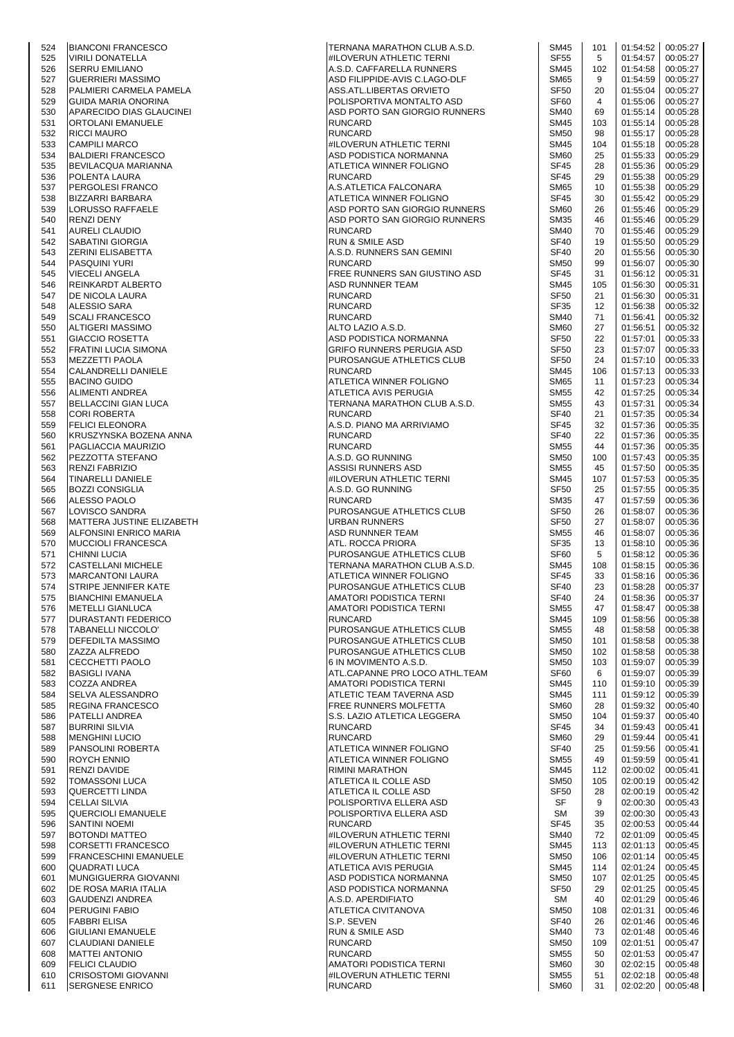| | | | | | | |
|---|---|---|---|---|---|---|
| 524 | BIANCONI FRANCESCO | TERNANA MARATHON CLUB A.S.D. | SM45 | 101 | 01:54:52 | 00:05:27 |
| 525 | VIRILI DONATELLA | #ILOVERUN ATHLETIC TERNI | SF55 | 5 | 01:54:57 | 00:05:27 |
| 526 | SERRU EMILIANO | A.S.D. CAFFARELLA RUNNERS | SM45 | 102 | 01:54:58 | 00:05:27 |
| 527 | GUERRIERI MASSIMO | ASD FILIPPIDE-AVIS C.LAGO-DLF | SM65 | 9 | 01:54:59 | 00:05:27 |
| 528 | PALMIERI CARMELA PAMELA | ASS.ATL.LIBERTAS ORVIETO | SF50 | 20 | 01:55:04 | 00:05:27 |
| 529 | GUIDA MARIA ONORINA | POLISPORTIVA MONTALTO ASD | SF60 | 4 | 01:55:06 | 00:05:27 |
| 530 | APARECIDO DIAS GLAUCINEI | ASD PORTO SAN GIORGIO RUNNERS | SM40 | 69 | 01:55:14 | 00:05:28 |
| 531 | ORTOLANI EMANUELE | RUNCARD | SM45 | 103 | 01:55:14 | 00:05:28 |
| 532 | RICCI MAURO | RUNCARD | SM50 | 98 | 01:55:17 | 00:05:28 |
| 533 | CAMPILI MARCO | #ILOVERUN ATHLETIC TERNI | SM45 | 104 | 01:55:18 | 00:05:28 |
| 534 | BALDIERI FRANCESCO | ASD PODISTICA NORMANNA | SM60 | 25 | 01:55:33 | 00:05:29 |
| 535 | BEVILACQUA MARIANNA | ATLETICA WINNER FOLIGNO | SF45 | 28 | 01:55:36 | 00:05:29 |
| 536 | POLENTA LAURA | RUNCARD | SF45 | 29 | 01:55:38 | 00:05:29 |
| 537 | PERGOLESI FRANCO | A.S.ATLETICA FALCONARA | SM65 | 10 | 01:55:38 | 00:05:29 |
| 538 | BIZZARRI BARBARA | ATLETICA WINNER FOLIGNO | SF45 | 30 | 01:55:42 | 00:05:29 |
| 539 | LORUSSO RAFFAELE | ASD PORTO SAN GIORGIO RUNNERS | SM60 | 26 | 01:55:46 | 00:05:29 |
| 540 | RENZI DENY | ASD PORTO SAN GIORGIO RUNNERS | SM35 | 46 | 01:55:46 | 00:05:29 |
| 541 | AURELI CLAUDIO | RUNCARD | SM40 | 70 | 01:55:46 | 00:05:29 |
| 542 | SABATINI GIORGIA | RUN & SMILE ASD | SF40 | 19 | 01:55:50 | 00:05:29 |
| 543 | ZERINI ELISABETTA | A.S.D. RUNNERS SAN GEMINI | SF40 | 20 | 01:55:56 | 00:05:30 |
| 544 | PASQUINI YURI | RUNCARD | SM50 | 99 | 01:56:07 | 00:05:30 |
| 545 | VIECELI ANGELA | FREE RUNNERS SAN GIUSTINO ASD | SF45 | 31 | 01:56:12 | 00:05:31 |
| 546 | REINKARDT ALBERTO | ASD RUNNNER TEAM | SM45 | 105 | 01:56:30 | 00:05:31 |
| 547 | DE NICOLA LAURA | RUNCARD | SF50 | 21 | 01:56:30 | 00:05:31 |
| 548 | ALESSIO SARA | RUNCARD | SF35 | 12 | 01:56:38 | 00:05:32 |
| 549 | SCALI FRANCESCO | RUNCARD | SM40 | 71 | 01:56:41 | 00:05:32 |
| 550 | ALTIGERI MASSIMO | ALTO LAZIO A.S.D. | SM60 | 27 | 01:56:51 | 00:05:32 |
| 551 | GIACCIO ROSETTA | ASD PODISTICA NORMANNA | SF50 | 22 | 01:57:01 | 00:05:33 |
| 552 | FRATINI LUCIA SIMONA | GRIFO RUNNERS PERUGIA ASD | SF50 | 23 | 01:57:07 | 00:05:33 |
| 553 | MEZZETTI PAOLA | PUROSANGUE ATHLETICS CLUB | SF50 | 24 | 01:57:10 | 00:05:33 |
| 554 | CALANDRELLI DANIELE | RUNCARD | SM45 | 106 | 01:57:13 | 00:05:33 |
| 555 | BACINO GUIDO | ATLETICA WINNER FOLIGNO | SM65 | 11 | 01:57:23 | 00:05:34 |
| 556 | ALIMENTI ANDREA | ATLETICA AVIS PERUGIA | SM55 | 42 | 01:57:25 | 00:05:34 |
| 557 | BELLACCINI GIAN LUCA | TERNANA MARATHON CLUB A.S.D. | SM55 | 43 | 01:57:31 | 00:05:34 |
| 558 | CORI ROBERTA | RUNCARD | SF40 | 21 | 01:57:35 | 00:05:34 |
| 559 | FELICI ELEONORA | A.S.D. PIANO MA ARRIVIAMO | SF45 | 32 | 01:57:36 | 00:05:35 |
| 560 | KRUSZYNSKA BOZENA ANNA | RUNCARD | SF40 | 22 | 01:57:36 | 00:05:35 |
| 561 | PAGLIACCIA MAURIZIO | RUNCARD | SM55 | 44 | 01:57:36 | 00:05:35 |
| 562 | PEZZOTTA STEFANO | A.S.D. GO RUNNING | SM50 | 100 | 01:57:43 | 00:05:35 |
| 563 | RENZI FABRIZIO | ASSISI RUNNERS ASD | SM55 | 45 | 01:57:50 | 00:05:35 |
| 564 | TINARELLI DANIELE | #ILOVERUN ATHLETIC TERNI | SM45 | 107 | 01:57:53 | 00:05:35 |
| 565 | BOZZI CONSIGLIA | A.S.D. GO RUNNING | SF50 | 25 | 01:57:55 | 00:05:35 |
| 566 | ALESSO PAOLO | RUNCARD | SM35 | 47 | 01:57:59 | 00:05:36 |
| 567 | LOVISCO SANDRA | PUROSANGUE ATHLETICS CLUB | SF50 | 26 | 01:58:07 | 00:05:36 |
| 568 | MATTERA JUSTINE ELIZABETH | URBAN RUNNERS | SF50 | 27 | 01:58:07 | 00:05:36 |
| 569 | ALFONSINI ENRICO MARIA | ASD RUNNNER TEAM | SM55 | 46 | 01:58:07 | 00:05:36 |
| 570 | MUCCIOLI FRANCESCA | ATL. ROCCA PRIORA | SF35 | 13 | 01:58:10 | 00:05:36 |
| 571 | CHINNI LUCIA | PUROSANGUE ATHLETICS CLUB | SF60 | 5 | 01:58:12 | 00:05:36 |
| 572 | CASTELLANI MICHELE | TERNANA MARATHON CLUB A.S.D. | SM45 | 108 | 01:58:15 | 00:05:36 |
| 573 | MARCANTONI LAURA | ATLETICA WINNER FOLIGNO | SF45 | 33 | 01:58:16 | 00:05:36 |
| 574 | STRIPE JENNIFER KATE | PUROSANGUE ATHLETICS CLUB | SF40 | 23 | 01:58:28 | 00:05:37 |
| 575 | BIANCHINI EMANUELA | AMATORI PODISTICA TERNI | SF40 | 24 | 01:58:36 | 00:05:37 |
| 576 | METELLI GIANLUCA | AMATORI PODISTICA TERNI | SM55 | 47 | 01:58:47 | 00:05:38 |
| 577 | DURASTANTI FEDERICO | RUNCARD | SM45 | 109 | 01:58:56 | 00:05:38 |
| 578 | TABANELLI NICCOLO' | PUROSANGUE ATHLETICS CLUB | SM55 | 48 | 01:58:58 | 00:05:38 |
| 579 | DEFEDILTA MASSIMO | PUROSANGUE ATHLETICS CLUB | SM50 | 101 | 01:58:58 | 00:05:38 |
| 580 | ZAZZA ALFREDO | PUROSANGUE ATHLETICS CLUB | SM50 | 102 | 01:58:58 | 00:05:38 |
| 581 | CECCHETTI PAOLO | 6 IN MOVIMENTO A.S.D. | SM50 | 103 | 01:59:07 | 00:05:39 |
| 582 | BASIGLI IVANA | ATL.CAPANNE PRO LOCO ATHL.TEAM | SF60 | 6 | 01:59:07 | 00:05:39 |
| 583 | COZZA ANDREA | AMATORI PODISTICA TERNI | SM45 | 110 | 01:59:10 | 00:05:39 |
| 584 | SELVA ALESSANDRO | ATLETIC TEAM TAVERNA ASD | SM45 | 111 | 01:59:12 | 00:05:39 |
| 585 | REGINA FRANCESCO | FREE RUNNERS MOLFETTA | SM60 | 28 | 01:59:32 | 00:05:40 |
| 586 | PATELLI ANDREA | S.S. LAZIO ATLETICA LEGGERA | SM50 | 104 | 01:59:37 | 00:05:40 |
| 587 | BURRINI SILVIA | RUNCARD | SF45 | 34 | 01:59:43 | 00:05:41 |
| 588 | MENGHINI LUCIO | RUNCARD | SM60 | 29 | 01:59:44 | 00:05:41 |
| 589 | PANSOLINI ROBERTA | ATLETICA WINNER FOLIGNO | SF40 | 25 | 01:59:56 | 00:05:41 |
| 590 | ROYCH ENNIO | ATLETICA WINNER FOLIGNO | SM55 | 49 | 01:59:59 | 00:05:41 |
| 591 | RENZI DAVIDE | RIMINI MARATHON | SM45 | 112 | 02:00:02 | 00:05:41 |
| 592 | TOMASSONI LUCA | ATLETICA IL COLLE ASD | SM50 | 105 | 02:00:19 | 00:05:42 |
| 593 | QUERCETTI LINDA | ATLETICA IL COLLE ASD | SF50 | 28 | 02:00:19 | 00:05:42 |
| 594 | CELLAI SILVIA | POLISPORTIVA ELLERA ASD | SF | 9 | 02:00:30 | 00:05:43 |
| 595 | QUERCIOLI EMANUELE | POLISPORTIVA ELLERA ASD | SM | 39 | 02:00:30 | 00:05:43 |
| 596 | SANTINI NOEMI | RUNCARD | SF45 | 35 | 02:00:53 | 00:05:44 |
| 597 | BOTONDI MATTEO | #ILOVERUN ATHLETIC TERNI | SM40 | 72 | 02:01:09 | 00:05:45 |
| 598 | CORSETTI FRANCESCO | #ILOVERUN ATHLETIC TERNI | SM45 | 113 | 02:01:13 | 00:05:45 |
| 599 | FRANCESCHINI EMANUELE | #ILOVERUN ATHLETIC TERNI | SM50 | 106 | 02:01:14 | 00:05:45 |
| 600 | QUADRATI LUCA | ATLETICA AVIS PERUGIA | SM45 | 114 | 02:01:24 | 00:05:45 |
| 601 | MUNGIGUERRA GIOVANNI | ASD PODISTICA NORMANNA | SM50 | 107 | 02:01:25 | 00:05:45 |
| 602 | DE ROSA MARIA ITALIA | ASD PODISTICA NORMANNA | SF50 | 29 | 02:01:25 | 00:05:45 |
| 603 | GAUDENZI ANDREA | A.S.D. APERDIFIATO | SM | 40 | 02:01:29 | 00:05:46 |
| 604 | PERUGINI FABIO | ATLETICA CIVITANOVA | SM50 | 108 | 02:01:31 | 00:05:46 |
| 605 | FABBRI ELISA | S.P. SEVEN | SF40 | 26 | 02:01:46 | 00:05:46 |
| 606 | GIULIANI EMANUELE | RUN & SMILE ASD | SM40 | 73 | 02:01:48 | 00:05:46 |
| 607 | CLAUDIANI DANIELE | RUNCARD | SM50 | 109 | 02:01:51 | 00:05:47 |
| 608 | MATTEI ANTONIO | RUNCARD | SM55 | 50 | 02:01:53 | 00:05:47 |
| 609 | FELICI CLAUDIO | AMATORI PODISTICA TERNI | SM60 | 30 | 02:02:15 | 00:05:48 |
| 610 | CRISOSTOMI GIOVANNI | #ILOVERUN ATHLETIC TERNI | SM55 | 51 | 02:02:18 | 00:05:48 |
| 611 | SERGNESE ENRICO | RUNCARD | SM60 | 31 | 02:02:20 | 00:05:48 |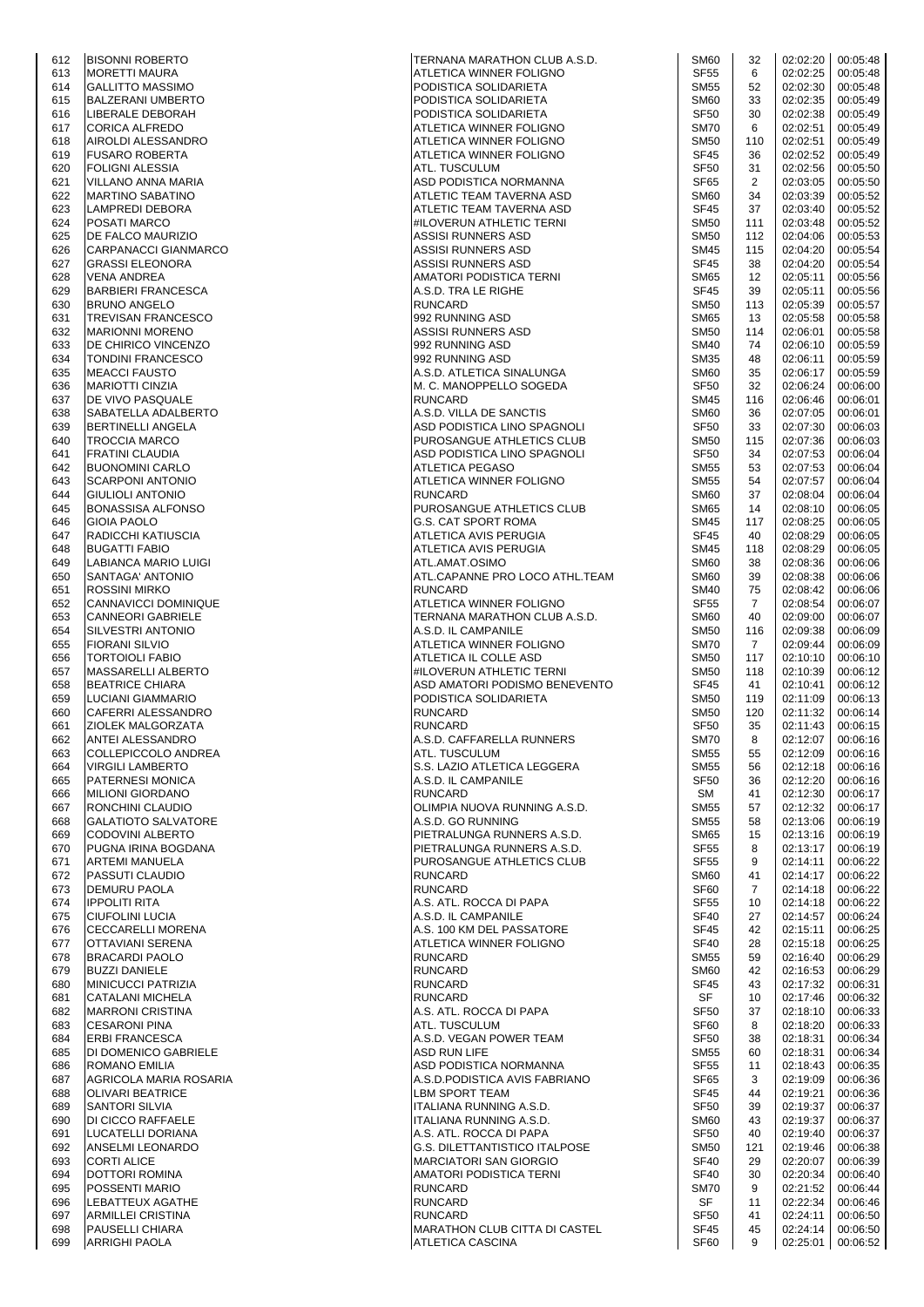| | | | | | | |
|---|---|---|---|---|---|---|
| 612 | BISONNI ROBERTO | TERNANA MARATHON CLUB A.S.D. | SM60 | 32 | 02:02:20 | 00:05:48 |
| 613 | MORETTI MAURA | ATLETICA WINNER FOLIGNO | SF55 | 6 | 02:02:25 | 00:05:48 |
| 614 | GALLITTO MASSIMO | PODISTICA SOLIDARIETA | SM55 | 52 | 02:02:30 | 00:05:48 |
| 615 | BALZERANI UMBERTO | PODISTICA SOLIDARIETA | SM60 | 33 | 02:02:35 | 00:05:49 |
| 616 | LIBERALE DEBORAH | PODISTICA SOLIDARIETA | SF50 | 30 | 02:02:38 | 00:05:49 |
| 617 | CORICA ALFREDO | ATLETICA WINNER FOLIGNO | SM70 | 6 | 02:02:51 | 00:05:49 |
| 618 | AIROLDI ALESSANDRO | ATLETICA WINNER FOLIGNO | SM50 | 110 | 02:02:51 | 00:05:49 |
| 619 | FUSARO ROBERTA | ATLETICA WINNER FOLIGNO | SF45 | 36 | 02:02:52 | 00:05:49 |
| 620 | FOLIGNI ALESSIA | ATL. TUSCULUM | SF50 | 31 | 02:02:56 | 00:05:50 |
| 621 | VILLANO ANNA MARIA | ASD PODISTICA NORMANNA | SF65 | 2 | 02:03:05 | 00:05:50 |
| 622 | MARTINO SABATINO | ATLETIC TEAM TAVERNA ASD | SM60 | 34 | 02:03:39 | 00:05:52 |
| 623 | LAMPREDI DEBORA | ATLETIC TEAM TAVERNA ASD | SF45 | 37 | 02:03:40 | 00:05:52 |
| 624 | POSATI MARCO | #ILOVERUN ATHLETIC TERNI | SM50 | 111 | 02:03:48 | 00:05:52 |
| 625 | DE FALCO MAURIZIO | ASSISI RUNNERS ASD | SM50 | 112 | 02:04:06 | 00:05:53 |
| 626 | CARPANACCI GIANMARCO | ASSISI RUNNERS ASD | SM45 | 115 | 02:04:20 | 00:05:54 |
| 627 | GRASSI ELEONORA | ASSISI RUNNERS ASD | SF45 | 38 | 02:04:20 | 00:05:54 |
| 628 | VENA ANDREA | AMATORI PODISTICA TERNI | SM65 | 12 | 02:05:11 | 00:05:56 |
| 629 | BARBIERI FRANCESCA | A.S.D. TRA LE RIGHE | SF45 | 39 | 02:05:11 | 00:05:56 |
| 630 | BRUNO ANGELO | RUNCARD | SM50 | 113 | 02:05:39 | 00:05:57 |
| 631 | TREVISAN FRANCESCO | 992 RUNNING ASD | SM65 | 13 | 02:05:58 | 00:05:58 |
| 632 | MARIONNI MORENO | ASSISI RUNNERS ASD | SM50 | 114 | 02:06:01 | 00:05:58 |
| 633 | DE CHIRICO VINCENZO | 992 RUNNING ASD | SM40 | 74 | 02:06:10 | 00:05:59 |
| 634 | TONDINI FRANCESCO | 992 RUNNING ASD | SM35 | 48 | 02:06:11 | 00:05:59 |
| 635 | MEACCI FAUSTO | A.S.D. ATLETICA SINALUNGA | SM60 | 35 | 02:06:17 | 00:05:59 |
| 636 | MARIOTTI CINZIA | M. C. MANOPPELLO SOGEDA | SF50 | 32 | 02:06:24 | 00:06:00 |
| 637 | DE VIVO PASQUALE | RUNCARD | SM45 | 116 | 02:06:46 | 00:06:01 |
| 638 | SABATELLA ADALBERTO | A.S.D. VILLA DE SANCTIS | SM60 | 36 | 02:07:05 | 00:06:01 |
| 639 | BERTINELLI ANGELA | ASD PODISTICA LINO SPAGNOLI | SF50 | 33 | 02:07:30 | 00:06:03 |
| 640 | TROCCIA MARCO | PUROSANGUE ATHLETICS CLUB | SM50 | 115 | 02:07:36 | 00:06:03 |
| 641 | FRATINI CLAUDIA | ASD PODISTICA LINO SPAGNOLI | SF50 | 34 | 02:07:53 | 00:06:04 |
| 642 | BUONOMINI CARLO | ATLETICA PEGASO | SM55 | 53 | 02:07:53 | 00:06:04 |
| 643 | SCARPONI ANTONIO | ATLETICA WINNER FOLIGNO | SM55 | 54 | 02:07:57 | 00:06:04 |
| 644 | GIULIOLI ANTONIO | RUNCARD | SM60 | 37 | 02:08:04 | 00:06:04 |
| 645 | BONASSISA ALFONSO | PUROSANGUE ATHLETICS CLUB | SM65 | 14 | 02:08:10 | 00:06:05 |
| 646 | GIOIA PAOLO | G.S. CAT SPORT ROMA | SM45 | 117 | 02:08:25 | 00:06:05 |
| 647 | RADICCHI KATIUSCIA | ATLETICA AVIS PERUGIA | SF45 | 40 | 02:08:29 | 00:06:05 |
| 648 | BUGATTI FABIO | ATLETICA AVIS PERUGIA | SM45 | 118 | 02:08:29 | 00:06:05 |
| 649 | LABIANCA MARIO LUIGI | ATL.AMAT.OSIMO | SM60 | 38 | 02:08:36 | 00:06:06 |
| 650 | SANTAGA' ANTONIO | ATL.CAPANNE PRO LOCO ATHL.TEAM | SM60 | 39 | 02:08:38 | 00:06:06 |
| 651 | ROSSINI MIRKO | RUNCARD | SM40 | 75 | 02:08:42 | 00:06:06 |
| 652 | CANNAVICCI DOMINIQUE | ATLETICA WINNER FOLIGNO | SF55 | 7 | 02:08:54 | 00:06:07 |
| 653 | CANNEORI GABRIELE | TERNANA MARATHON CLUB A.S.D. | SM60 | 40 | 02:09:00 | 00:06:07 |
| 654 | SILVESTRI ANTONIO | A.S.D. IL CAMPANILE | SM50 | 116 | 02:09:38 | 00:06:09 |
| 655 | FIORANI SILVIO | ATLETICA WINNER FOLIGNO | SM70 | 7 | 02:09:44 | 00:06:09 |
| 656 | TORTOIOLI FABIO | ATLETICA IL COLLE ASD | SM50 | 117 | 02:10:10 | 00:06:10 |
| 657 | MASSARELLI ALBERTO | #ILOVERUN ATHLETIC TERNI | SM50 | 118 | 02:10:39 | 00:06:12 |
| 658 | BEATRICE CHIARA | ASD AMATORI PODISMO BENEVENTO | SF45 | 41 | 02:10:41 | 00:06:12 |
| 659 | LUCIANI GIAMMARIO | PODISTICA SOLIDARIETA | SM50 | 119 | 02:11:09 | 00:06:13 |
| 660 | CAFERRI ALESSANDRO | RUNCARD | SM50 | 120 | 02:11:32 | 00:06:14 |
| 661 | ZIOLEK MALGORZATA | RUNCARD | SF50 | 35 | 02:11:43 | 00:06:15 |
| 662 | ANTEI ALESSANDRO | A.S.D. CAFFARELLA RUNNERS | SM70 | 8 | 02:12:07 | 00:06:16 |
| 663 | COLLEPICCOLO ANDREA | ATL. TUSCULUM | SM55 | 55 | 02:12:09 | 00:06:16 |
| 664 | VIRGILI LAMBERTO | S.S. LAZIO ATLETICA LEGGERA | SM55 | 56 | 02:12:18 | 00:06:16 |
| 665 | PATERNESI MONICA | A.S.D. IL CAMPANILE | SF50 | 36 | 02:12:20 | 00:06:16 |
| 666 | MILIONI GIORDANO | RUNCARD | SM | 41 | 02:12:30 | 00:06:17 |
| 667 | RONCHINI CLAUDIO | OLIMPIA NUOVA RUNNING A.S.D. | SM55 | 57 | 02:12:32 | 00:06:17 |
| 668 | GALATIOTO SALVATORE | A.S.D. GO RUNNING | SM55 | 58 | 02:13:06 | 00:06:19 |
| 669 | CODOVINI ALBERTO | PIETRALUNGA RUNNERS A.S.D. | SM65 | 15 | 02:13:16 | 00:06:19 |
| 670 | PUGNA IRINA BOGDANA | PIETRALUNGA RUNNERS A.S.D. | SF55 | 8 | 02:13:17 | 00:06:19 |
| 671 | ARTEMI MANUELA | PUROSANGUE ATHLETICS CLUB | SF55 | 9 | 02:14:11 | 00:06:22 |
| 672 | PASSUTI CLAUDIO | RUNCARD | SM60 | 41 | 02:14:17 | 00:06:22 |
| 673 | DEMURU PAOLA | RUNCARD | SF60 | 7 | 02:14:18 | 00:06:22 |
| 674 | IPPOLITI RITA | A.S. ATL. ROCCA DI PAPA | SF55 | 10 | 02:14:18 | 00:06:22 |
| 675 | CIUFOLINI LUCIA | A.S.D. IL CAMPANILE | SF40 | 27 | 02:14:57 | 00:06:24 |
| 676 | CECCARELLI MORENA | A.S. 100 KM DEL PASSATORE | SF45 | 42 | 02:15:11 | 00:06:25 |
| 677 | OTTAVIANI SERENA | ATLETICA WINNER FOLIGNO | SF40 | 28 | 02:15:18 | 00:06:25 |
| 678 | BRACARDI PAOLO | RUNCARD | SM55 | 59 | 02:16:40 | 00:06:29 |
| 679 | BUZZI DANIELE | RUNCARD | SM60 | 42 | 02:16:53 | 00:06:29 |
| 680 | MINICUCCI PATRIZIA | RUNCARD | SF45 | 43 | 02:17:32 | 00:06:31 |
| 681 | CATALANI MICHELA | RUNCARD | SF | 10 | 02:17:46 | 00:06:32 |
| 682 | MARRONI CRISTINA | A.S. ATL. ROCCA DI PAPA | SF50 | 37 | 02:18:10 | 00:06:33 |
| 683 | CESARONI PINA | ATL. TUSCULUM | SF60 | 8 | 02:18:20 | 00:06:33 |
| 684 | ERBI FRANCESCA | A.S.D. VEGAN POWER TEAM | SF50 | 38 | 02:18:31 | 00:06:34 |
| 685 | DI DOMENICO GABRIELE | ASD RUN LIFE | SM55 | 60 | 02:18:31 | 00:06:34 |
| 686 | ROMANO EMILIA | ASD PODISTICA NORMANNA | SF55 | 11 | 02:18:43 | 00:06:35 |
| 687 | AGRICOLA MARIA ROSARIA | A.S.D.PODISTICA AVIS FABRIANO | SF65 | 3 | 02:19:09 | 00:06:36 |
| 688 | OLIVARI BEATRICE | LBM SPORT TEAM | SF45 | 44 | 02:19:21 | 00:06:36 |
| 689 | SANTORI SILVIA | ITALIANA RUNNING A.S.D. | SF50 | 39 | 02:19:37 | 00:06:37 |
| 690 | DI CICCO RAFFAELE | ITALIANA RUNNING A.S.D. | SM60 | 43 | 02:19:37 | 00:06:37 |
| 691 | LUCATELLI DORIANA | A.S. ATL. ROCCA DI PAPA | SF50 | 40 | 02:19:40 | 00:06:37 |
| 692 | ANSELMI LEONARDO | G.S. DILETTANTISTICO ITALPOSE | SM50 | 121 | 02:19:46 | 00:06:38 |
| 693 | CORTI ALICE | MARCIATORI SAN GIORGIO | SF40 | 29 | 02:20:07 | 00:06:39 |
| 694 | DOTTORI ROMINA | AMATORI PODISTICA TERNI | SF40 | 30 | 02:20:34 | 00:06:40 |
| 695 | POSSENTI MARIO | RUNCARD | SM70 | 9 | 02:21:52 | 00:06:44 |
| 696 | LEBATTEUX AGATHE | RUNCARD | SF | 11 | 02:22:34 | 00:06:46 |
| 697 | ARMILLEI CRISTINA | RUNCARD | SF50 | 41 | 02:24:11 | 00:06:50 |
| 698 | PAUSELLI CHIARA | MARATHON CLUB CITTA DI CASTEL | SF45 | 45 | 02:24:14 | 00:06:50 |
| 699 | ARRIGHI PAOLA | ATLETICA CASCINA | SF60 | 9 | 02:25:01 | 00:06:52 |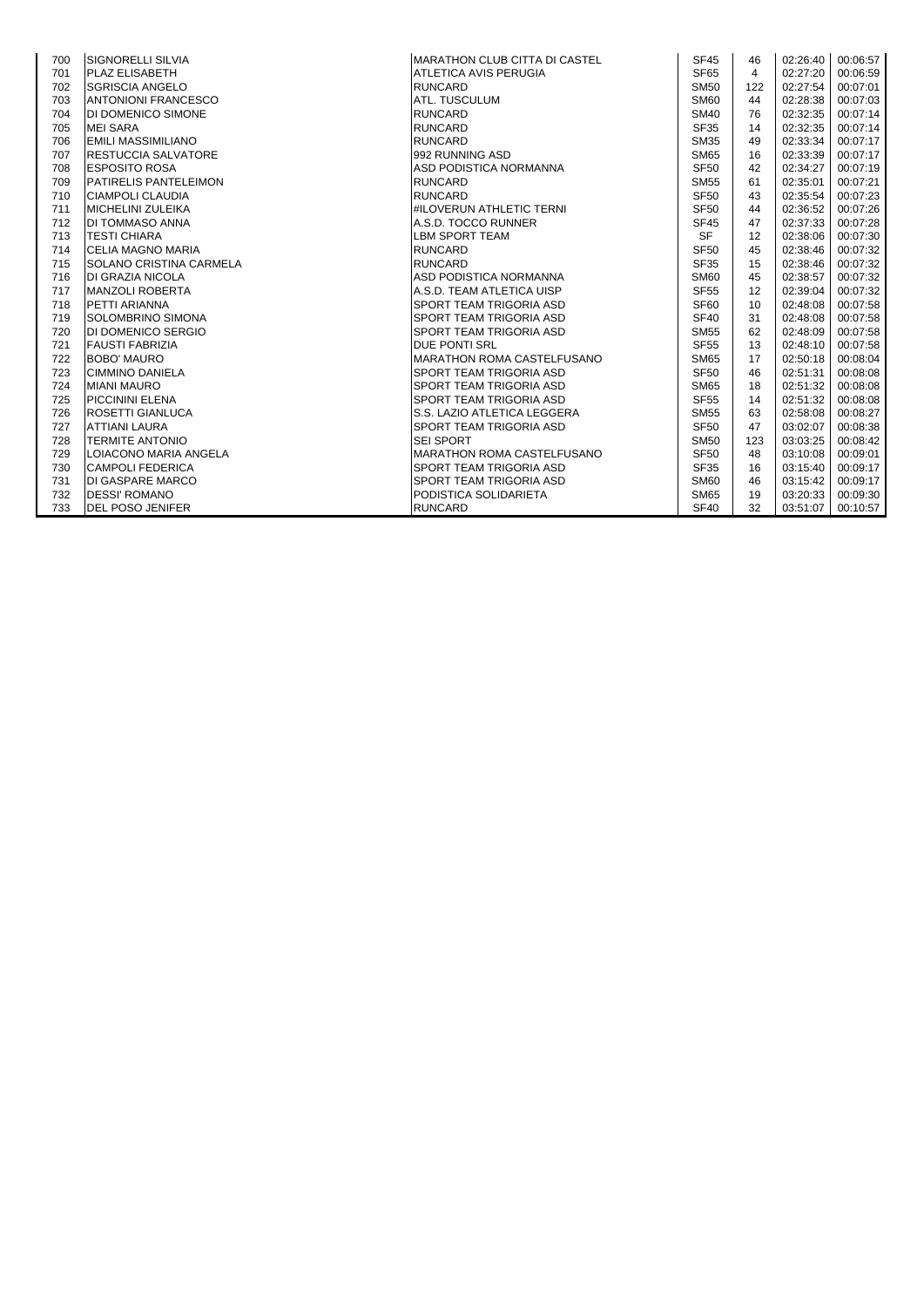| | | | | | | |
|---|---|---|---|---|---|---|
| 700 | SIGNORELLI SILVIA | MARATHON CLUB CITTA DI CASTEL | SF45 | 46 | 02:26:40 | 00:06:57 |
| 701 | PLAZ ELISABETH | ATLETICA AVIS PERUGIA | SF65 | 4 | 02:27:20 | 00:06:59 |
| 702 | SGRISCIA ANGELO | RUNCARD | SM50 | 122 | 02:27:54 | 00:07:01 |
| 703 | ANTONIONI FRANCESCO | ATL. TUSCULUM | SM60 | 44 | 02:28:38 | 00:07:03 |
| 704 | DI DOMENICO SIMONE | RUNCARD | SM40 | 76 | 02:32:35 | 00:07:14 |
| 705 | MEI SARA | RUNCARD | SF35 | 14 | 02:32:35 | 00:07:14 |
| 706 | EMILI MASSIMILIANO | RUNCARD | SM35 | 49 | 02:33:34 | 00:07:17 |
| 707 | RESTUCCIA SALVATORE | 992 RUNNING ASD | SM65 | 16 | 02:33:39 | 00:07:17 |
| 708 | ESPOSITO ROSA | ASD PODISTICA NORMANNA | SF50 | 42 | 02:34:27 | 00:07:19 |
| 709 | PATIRELIS PANTELEIMON | RUNCARD | SM55 | 61 | 02:35:01 | 00:07:21 |
| 710 | CIAMPOLI CLAUDIA | RUNCARD | SF50 | 43 | 02:35:54 | 00:07:23 |
| 711 | MICHELINI ZULEIKA | #ILOVERUN ATHLETIC TERNI | SF50 | 44 | 02:36:52 | 00:07:26 |
| 712 | DI TOMMASO ANNA | A.S.D. TOCCO RUNNER | SF45 | 47 | 02:37:33 | 00:07:28 |
| 713 | TESTI CHIARA | LBM SPORT TEAM | SF | 12 | 02:38:06 | 00:07:30 |
| 714 | CELIA MAGNO MARIA | RUNCARD | SF50 | 45 | 02:38:46 | 00:07:32 |
| 715 | SOLANO CRISTINA CARMELA | RUNCARD | SF35 | 15 | 02:38:46 | 00:07:32 |
| 716 | DI GRAZIA NICOLA | ASD PODISTICA NORMANNA | SM60 | 45 | 02:38:57 | 00:07:32 |
| 717 | MANZOLI ROBERTA | A.S.D. TEAM ATLETICA UISP | SF55 | 12 | 02:39:04 | 00:07:32 |
| 718 | PETTI ARIANNA | SPORT TEAM TRIGORIA ASD | SF60 | 10 | 02:48:08 | 00:07:58 |
| 719 | SOLOMBRINO SIMONA | SPORT TEAM TRIGORIA ASD | SF40 | 31 | 02:48:08 | 00:07:58 |
| 720 | DI DOMENICO SERGIO | SPORT TEAM TRIGORIA ASD | SM55 | 62 | 02:48:09 | 00:07:58 |
| 721 | FAUSTI FABRIZIA | DUE PONTI SRL | SF55 | 13 | 02:48:10 | 00:07:58 |
| 722 | BOBO' MAURO | MARATHON ROMA CASTELFUSANO | SM65 | 17 | 02:50:18 | 00:08:04 |
| 723 | CIMMINO DANIELA | SPORT TEAM TRIGORIA ASD | SF50 | 46 | 02:51:31 | 00:08:08 |
| 724 | MIANI MAURO | SPORT TEAM TRIGORIA ASD | SM65 | 18 | 02:51:32 | 00:08:08 |
| 725 | PICCININI ELENA | SPORT TEAM TRIGORIA ASD | SF55 | 14 | 02:51:32 | 00:08:08 |
| 726 | ROSETTI GIANLUCA | S.S. LAZIO ATLETICA LEGGERA | SM55 | 63 | 02:58:08 | 00:08:27 |
| 727 | ATTIANI LAURA | SPORT TEAM TRIGORIA ASD | SF50 | 47 | 03:02:07 | 00:08:38 |
| 728 | TERMITE ANTONIO | SEI SPORT | SM50 | 123 | 03:03:25 | 00:08:42 |
| 729 | LOIACONO MARIA ANGELA | MARATHON ROMA CASTELFUSANO | SF50 | 48 | 03:10:08 | 00:09:01 |
| 730 | CAMPOLI FEDERICA | SPORT TEAM TRIGORIA ASD | SF35 | 16 | 03:15:40 | 00:09:17 |
| 731 | DI GASPARE MARCO | SPORT TEAM TRIGORIA ASD | SM60 | 46 | 03:15:42 | 00:09:17 |
| 732 | DESSI' ROMANO | PODISTICA SOLIDARIETA | SM65 | 19 | 03:20:33 | 00:09:30 |
| 733 | DEL POSO JENIFER | RUNCARD | SF40 | 32 | 03:51:07 | 00:10:57 |